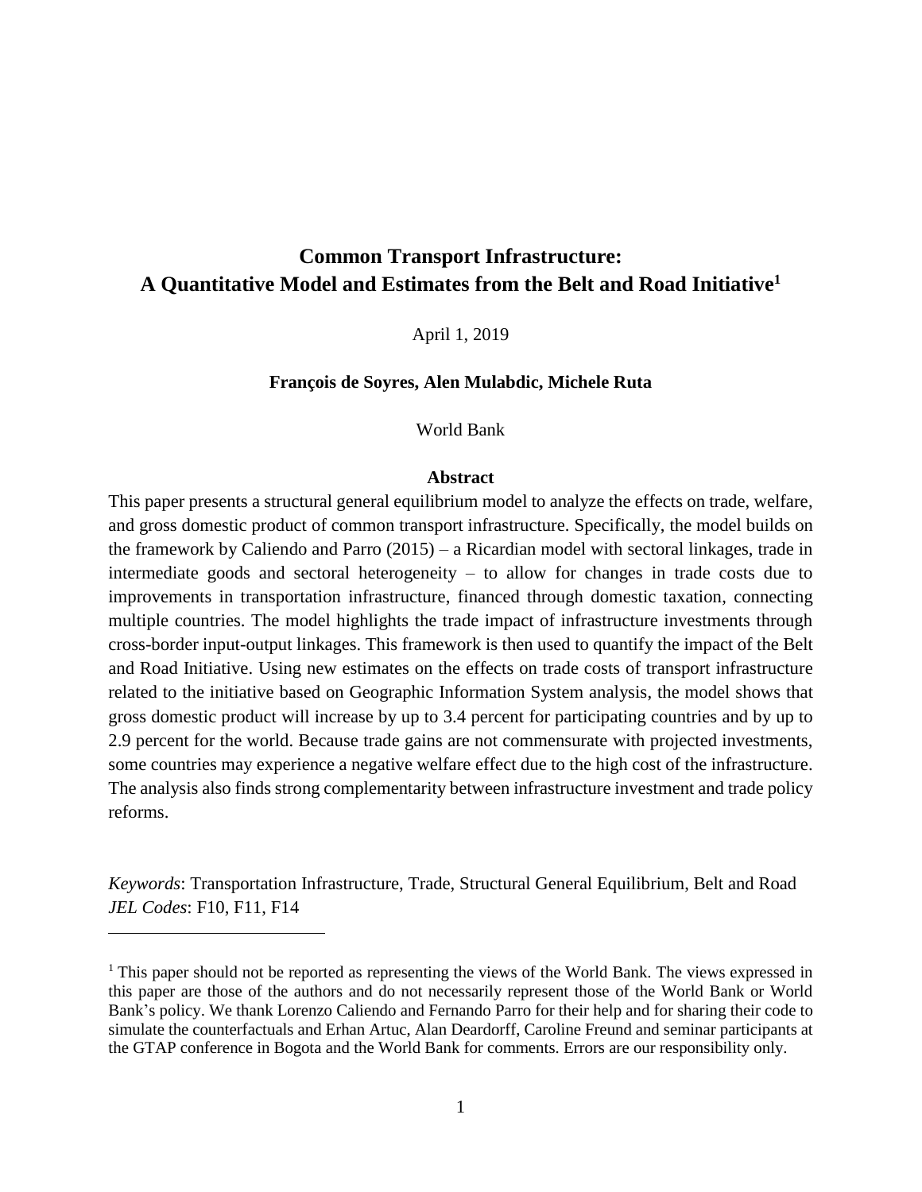# Common Transport Infrastructure: A Quantitative Model and Estimates from the Belt and Road Initiative[1]

April 1, 2019

**François de Soyres, Alen Mulabdic, Michele Ruta**

World Bank

### Abstract

This paper presents a structural general equilibrium model to analyze the effects on trade, welfare, and gross domestic product of common transport infrastructure. Specifically, the model builds on the framework by Caliendo and Parro (2015) – a Ricardian model with sectoral linkages, trade in intermediate goods and sectoral heterogeneity – to allow for changes in trade costs due to improvements in transportation infrastructure, financed through domestic taxation, connecting multiple countries. The model highlights the trade impact of infrastructure investments through cross-border input-output linkages. This framework is then used to quantify the impact of the Belt and Road Initiative. Using new estimates on the effects on trade costs of transport infrastructure related to the initiative based on Geographic Information System analysis, the model shows that gross domestic product will increase by up to 3.4 percent for participating countries and by up to 2.9 percent for the world. Because trade gains are not commensurate with projected investments, some countries may experience a negative welfare effect due to the high cost of the infrastructure. The analysis also finds strong complementarity between infrastructure investment and trade policy reforms.

*Keywords*: Transportation Infrastructure, Trade, Structural General Equilibrium, Belt and Road
*JEL Codes*: F10, F11, F14

---

[1] This paper should not be reported as representing the views of the World Bank. The views expressed in this paper are those of the authors and do not necessarily represent those of the World Bank or World Bank's policy. We thank Lorenzo Caliendo and Fernando Parro for their help and for sharing their code to simulate the counterfactuals and Erhan Artuc, Alan Deardorff, Caroline Freund and seminar participants at the GTAP conference in Bogota and the World Bank for comments. Errors are our responsibility only.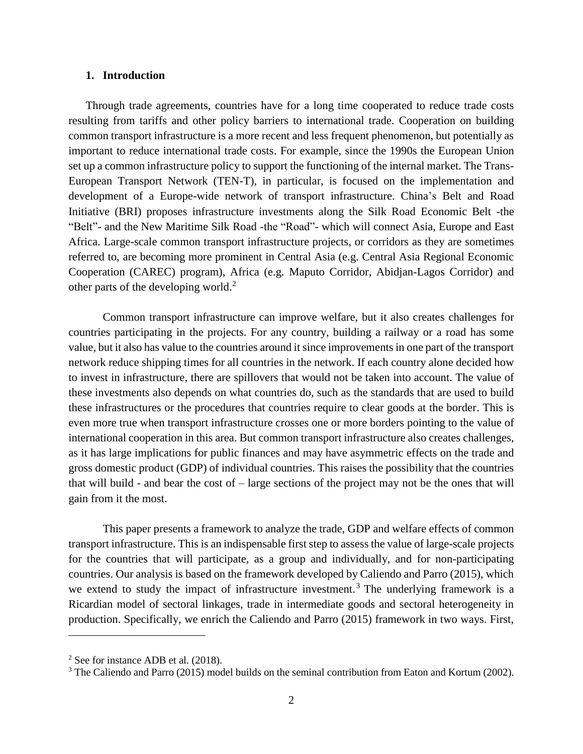## 1. Introduction

Through trade agreements, countries have for a long time cooperated to reduce trade costs resulting from tariffs and other policy barriers to international trade. Cooperation on building common transport infrastructure is a more recent and less frequent phenomenon, but potentially as important to reduce international trade costs. For example, since the 1990s the European Union set up a common infrastructure policy to support the functioning of the internal market. The Trans-European Transport Network (TEN-T), in particular, is focused on the implementation and development of a Europe-wide network of transport infrastructure. China's Belt and Road Initiative (BRI) proposes infrastructure investments along the Silk Road Economic Belt -the "Belt"- and the New Maritime Silk Road -the "Road"- which will connect Asia, Europe and East Africa. Large-scale common transport infrastructure projects, or corridors as they are sometimes referred to, are becoming more prominent in Central Asia (e.g. Central Asia Regional Economic Cooperation (CAREC) program), Africa (e.g. Maputo Corridor, Abidjan-Lagos Corridor) and other parts of the developing world.[2]

Common transport infrastructure can improve welfare, but it also creates challenges for countries participating in the projects. For any country, building a railway or a road has some value, but it also has value to the countries around it since improvements in one part of the transport network reduce shipping times for all countries in the network. If each country alone decided how to invest in infrastructure, there are spillovers that would not be taken into account. The value of these investments also depends on what countries do, such as the standards that are used to build these infrastructures or the procedures that countries require to clear goods at the border. This is even more true when transport infrastructure crosses one or more borders pointing to the value of international cooperation in this area. But common transport infrastructure also creates challenges, as it has large implications for public finances and may have asymmetric effects on the trade and gross domestic product (GDP) of individual countries. This raises the possibility that the countries that will build - and bear the cost of – large sections of the project may not be the ones that will gain from it the most.

This paper presents a framework to analyze the trade, GDP and welfare effects of common transport infrastructure. This is an indispensable first step to assess the value of large-scale projects for the countries that will participate, as a group and individually, and for non-participating countries. Our analysis is based on the framework developed by Caliendo and Parro (2015), which we extend to study the impact of infrastructure investment.[3] The underlying framework is a Ricardian model of sectoral linkages, trade in intermediate goods and sectoral heterogeneity in production. Specifically, we enrich the Caliendo and Parro (2015) framework in two ways. First,

[2] See for instance ADB et al. (2018).

[3] The Caliendo and Parro (2015) model builds on the seminal contribution from Eaton and Kortum (2002).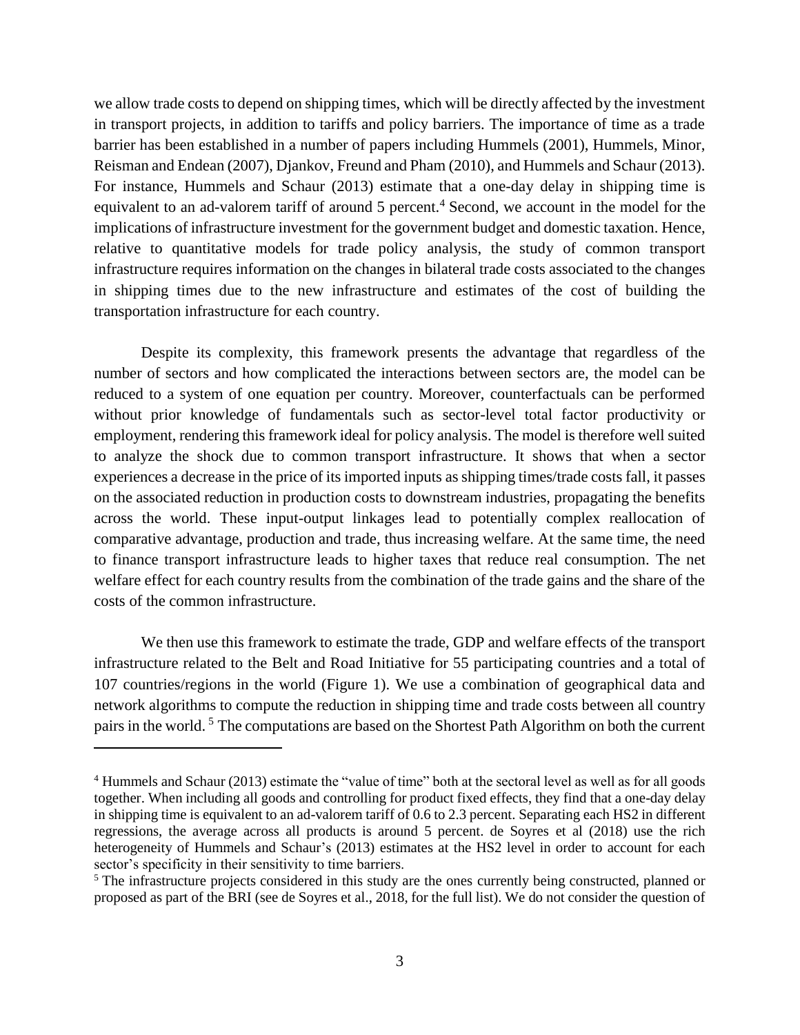we allow trade costs to depend on shipping times, which will be directly affected by the investment in transport projects, in addition to tariffs and policy barriers. The importance of time as a trade barrier has been established in a number of papers including Hummels (2001), Hummels, Minor, Reisman and Endean (2007), Djankov, Freund and Pham (2010), and Hummels and Schaur (2013). For instance, Hummels and Schaur (2013) estimate that a one-day delay in shipping time is equivalent to an ad-valorem tariff of around 5 percent.[4] Second, we account in the model for the implications of infrastructure investment for the government budget and domestic taxation. Hence, relative to quantitative models for trade policy analysis, the study of common transport infrastructure requires information on the changes in bilateral trade costs associated to the changes in shipping times due to the new infrastructure and estimates of the cost of building the transportation infrastructure for each country.

Despite its complexity, this framework presents the advantage that regardless of the number of sectors and how complicated the interactions between sectors are, the model can be reduced to a system of one equation per country. Moreover, counterfactuals can be performed without prior knowledge of fundamentals such as sector-level total factor productivity or employment, rendering this framework ideal for policy analysis. The model is therefore well suited to analyze the shock due to common transport infrastructure. It shows that when a sector experiences a decrease in the price of its imported inputs as shipping times/trade costs fall, it passes on the associated reduction in production costs to downstream industries, propagating the benefits across the world. These input-output linkages lead to potentially complex reallocation of comparative advantage, production and trade, thus increasing welfare. At the same time, the need to finance transport infrastructure leads to higher taxes that reduce real consumption. The net welfare effect for each country results from the combination of the trade gains and the share of the costs of the common infrastructure.

We then use this framework to estimate the trade, GDP and welfare effects of the transport infrastructure related to the Belt and Road Initiative for 55 participating countries and a total of 107 countries/regions in the world (Figure 1). We use a combination of geographical data and network algorithms to compute the reduction in shipping time and trade costs between all country pairs in the world. [5] The computations are based on the Shortest Path Algorithm on both the current

---

[4] Hummels and Schaur (2013) estimate the "value of time" both at the sectoral level as well as for all goods together. When including all goods and controlling for product fixed effects, they find that a one-day delay in shipping time is equivalent to an ad-valorem tariff of 0.6 to 2.3 percent. Separating each HS2 in different regressions, the average across all products is around 5 percent. de Soyres et al (2018) use the rich heterogeneity of Hummels and Schaur's (2013) estimates at the HS2 level in order to account for each sector's specificity in their sensitivity to time barriers.

[5] The infrastructure projects considered in this study are the ones currently being constructed, planned or proposed as part of the BRI (see de Soyres et al., 2018, for the full list). We do not consider the question of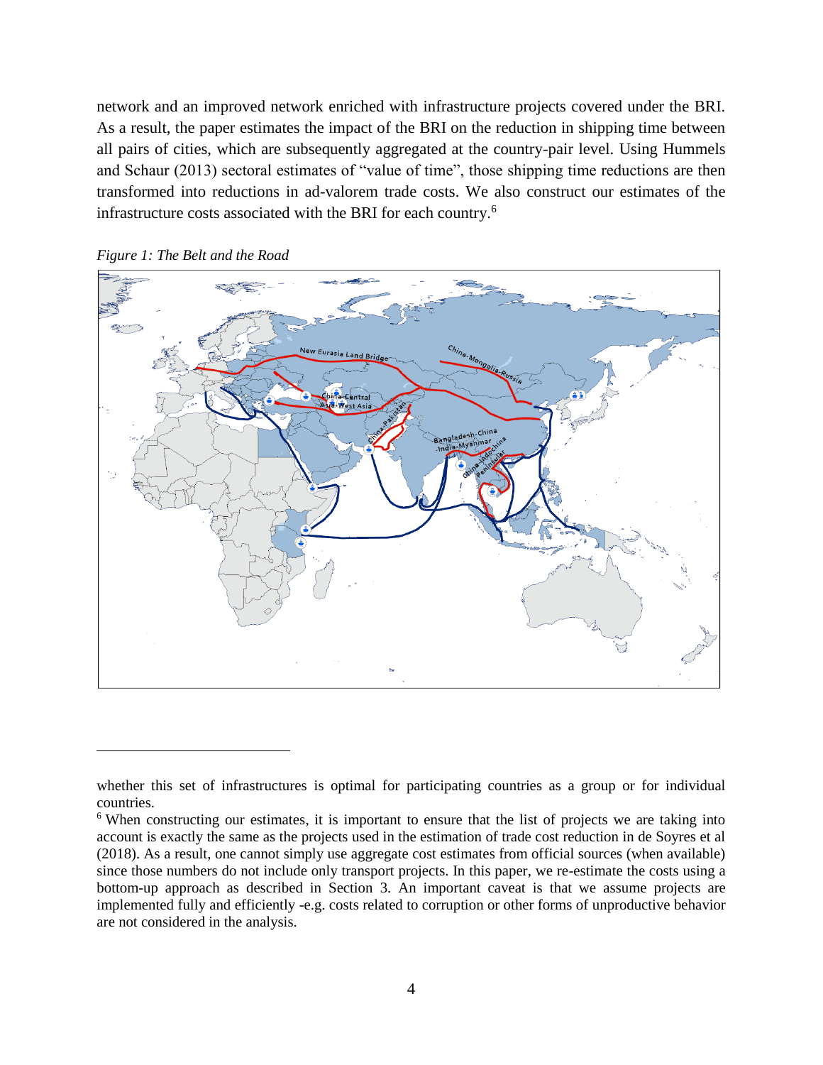network and an improved network enriched with infrastructure projects covered under the BRI. As a result, the paper estimates the impact of the BRI on the reduction in shipping time between all pairs of cities, which are subsequently aggregated at the country-pair level. Using Hummels and Schaur (2013) sectoral estimates of "value of time", those shipping time reductions are then transformed into reductions in ad-valorem trade costs. We also construct our estimates of the infrastructure costs associated with the BRI for each country.[6]

*Figure 1: The Belt and the Road*

---

whether this set of infrastructures is optimal for participating countries as a group or for individual countries.

[6] When constructing our estimates, it is important to ensure that the list of projects we are taking into account is exactly the same as the projects used in the estimation of trade cost reduction in de Soyres et al (2018). As a result, one cannot simply use aggregate cost estimates from official sources (when available) since those numbers do not include only transport projects. In this paper, we re-estimate the costs using a bottom-up approach as described in Section 3. An important caveat is that we assume projects are implemented fully and efficiently -e.g. costs related to corruption or other forms of unproductive behavior are not considered in the analysis.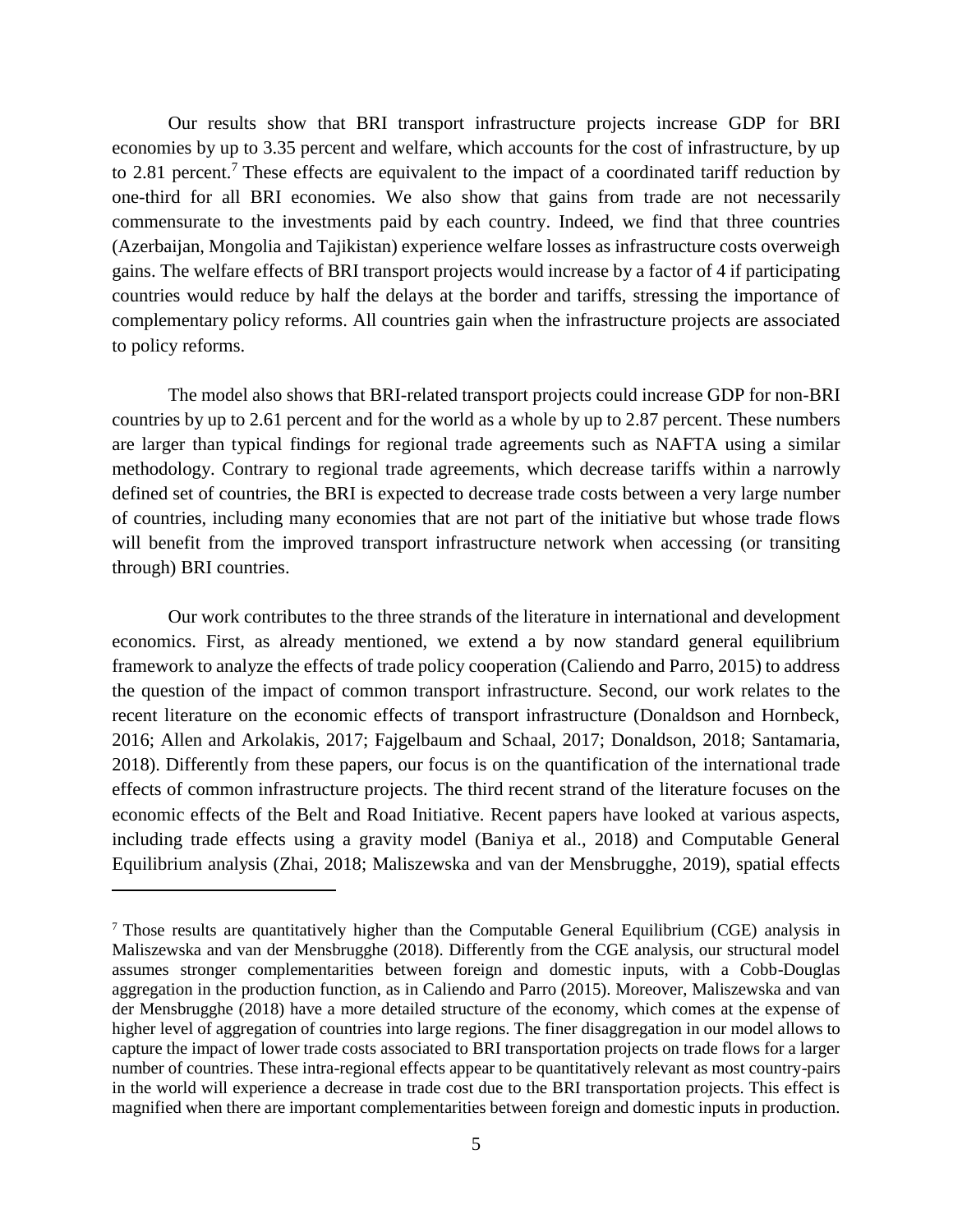Our results show that BRI transport infrastructure projects increase GDP for BRI economies by up to 3.35 percent and welfare, which accounts for the cost of infrastructure, by up to 2.81 percent.[7] These effects are equivalent to the impact of a coordinated tariff reduction by one-third for all BRI economies. We also show that gains from trade are not necessarily commensurate to the investments paid by each country. Indeed, we find that three countries (Azerbaijan, Mongolia and Tajikistan) experience welfare losses as infrastructure costs overweigh gains. The welfare effects of BRI transport projects would increase by a factor of 4 if participating countries would reduce by half the delays at the border and tariffs, stressing the importance of complementary policy reforms. All countries gain when the infrastructure projects are associated to policy reforms.

The model also shows that BRI-related transport projects could increase GDP for non-BRI countries by up to 2.61 percent and for the world as a whole by up to 2.87 percent. These numbers are larger than typical findings for regional trade agreements such as NAFTA using a similar methodology. Contrary to regional trade agreements, which decrease tariffs within a narrowly defined set of countries, the BRI is expected to decrease trade costs between a very large number of countries, including many economies that are not part of the initiative but whose trade flows will benefit from the improved transport infrastructure network when accessing (or transiting through) BRI countries.

Our work contributes to the three strands of the literature in international and development economics. First, as already mentioned, we extend a by now standard general equilibrium framework to analyze the effects of trade policy cooperation (Caliendo and Parro, 2015) to address the question of the impact of common transport infrastructure. Second, our work relates to the recent literature on the economic effects of transport infrastructure (Donaldson and Hornbeck, 2016; Allen and Arkolakis, 2017; Fajgelbaum and Schaal, 2017; Donaldson, 2018; Santamaria, 2018). Differently from these papers, our focus is on the quantification of the international trade effects of common infrastructure projects. The third recent strand of the literature focuses on the economic effects of the Belt and Road Initiative. Recent papers have looked at various aspects, including trade effects using a gravity model (Baniya et al., 2018) and Computable General Equilibrium analysis (Zhai, 2018; Maliszewska and van der Mensbrugghe, 2019), spatial effects

[7] Those results are quantitatively higher than the Computable General Equilibrium (CGE) analysis in Maliszewska and van der Mensbrugghe (2018). Differently from the CGE analysis, our structural model assumes stronger complementarities between foreign and domestic inputs, with a Cobb-Douglas aggregation in the production function, as in Caliendo and Parro (2015). Moreover, Maliszewska and van der Mensbrugghe (2018) have a more detailed structure of the economy, which comes at the expense of higher level of aggregation of countries into large regions. The finer disaggregation in our model allows to capture the impact of lower trade costs associated to BRI transportation projects on trade flows for a larger number of countries. These intra-regional effects appear to be quantitatively relevant as most country-pairs in the world will experience a decrease in trade cost due to the BRI transportation projects. This effect is magnified when there are important complementarities between foreign and domestic inputs in production.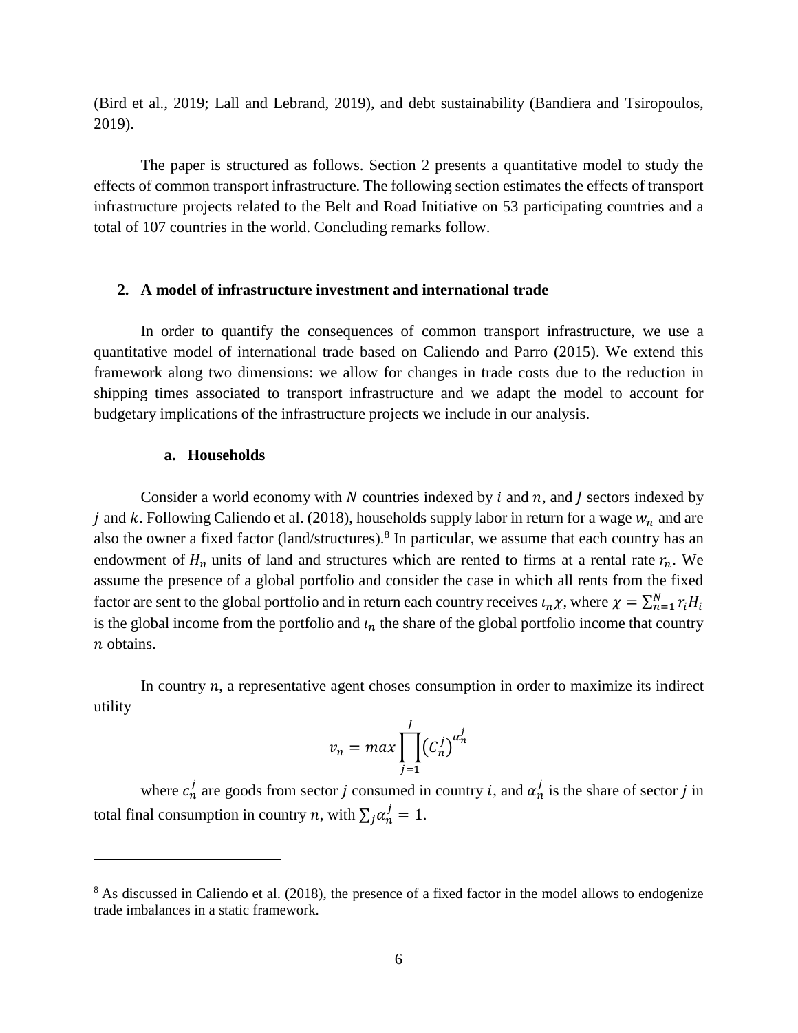(Bird et al., 2019; Lall and Lebrand, 2019), and debt sustainability (Bandiera and Tsiropoulos, 2019).

The paper is structured as follows. Section 2 presents a quantitative model to study the effects of common transport infrastructure. The following section estimates the effects of transport infrastructure projects related to the Belt and Road Initiative on 53 participating countries and a total of 107 countries in the world. Concluding remarks follow.

## 2. A model of infrastructure investment and international trade

In order to quantify the consequences of common transport infrastructure, we use a quantitative model of international trade based on Caliendo and Parro (2015). We extend this framework along two dimensions: we allow for changes in trade costs due to the reduction in shipping times associated to transport infrastructure and we adapt the model to account for budgetary implications of the infrastructure projects we include in our analysis.

### a. Households

Consider a world economy with $N$ countries indexed by $i$ and $n$, and $J$ sectors indexed by $j$ and $k$. Following Caliendo et al. (2018), households supply labor in return for a wage $w_n$ and are also the owner a fixed factor (land/structures).[8] In particular, we assume that each country has an endowment of $H_n$ units of land and structures which are rented to firms at a rental rate $r_n$. We assume the presence of a global portfolio and consider the case in which all rents from the fixed factor are sent to the global portfolio and in return each country receives $\iota_n \chi$, where $\chi = \sum_{n=1}^{N} r_i H_i$ is the global income from the portfolio and $\iota_n$ the share of the global portfolio income that country $n$ obtains.

In country $n$, a representative agent choses consumption in order to maximize its indirect utility

$$v_n = max \prod_{j=1}^{J} \left(C_n^j\right)^{\alpha_n^j}$$

where $c_n^j$ are goods from sector $j$ consumed in country $i$, and $\alpha_n^j$ is the share of sector $j$ in total final consumption in country $n$, with $\sum_j \alpha_n^j = 1$.

[8] As discussed in Caliendo et al. (2018), the presence of a fixed factor in the model allows to endogenize trade imbalances in a static framework.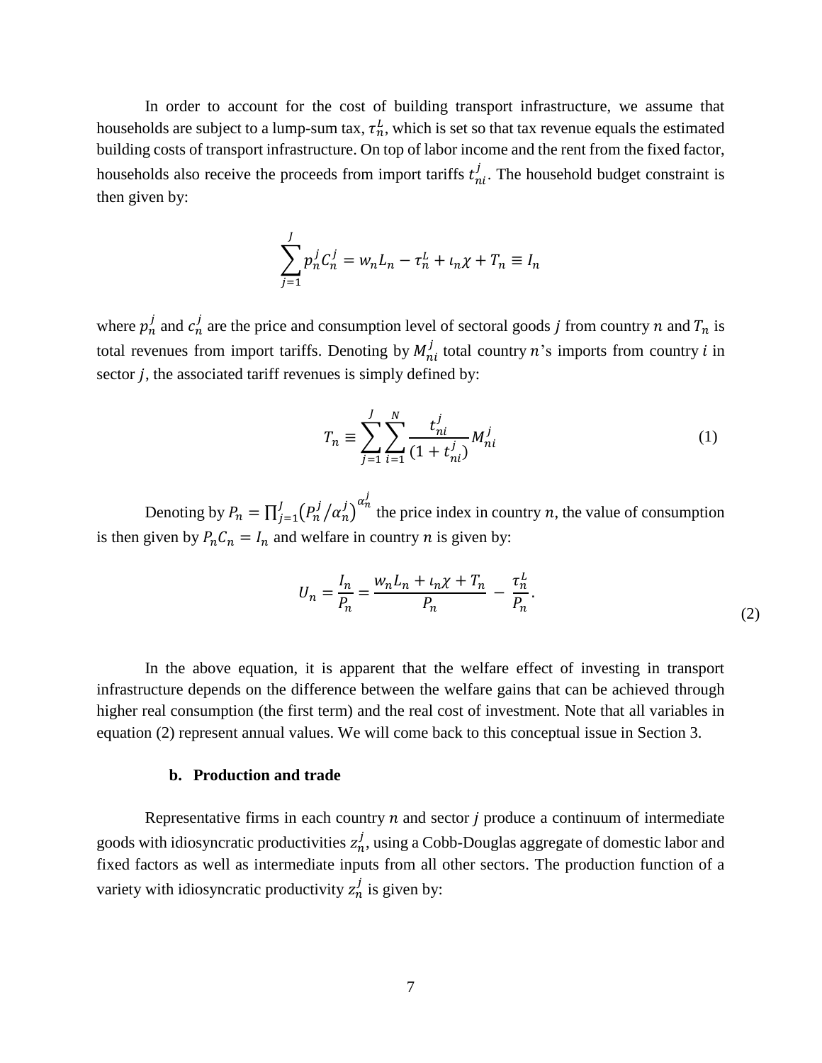In order to account for the cost of building transport infrastructure, we assume that households are subject to a lump-sum tax, $\tau_n^L$, which is set so that tax revenue equals the estimated building costs of transport infrastructure. On top of labor income and the rent from the fixed factor, households also receive the proceeds from import tariffs $t_{ni}^j$. The household budget constraint is then given by:

$$\sum_{j=1}^{J} p_n^j C_n^j = w_n L_n - \tau_n^L + \iota_n \chi + T_n \equiv I_n$$

where $p_n^j$ and $c_n^j$ are the price and consumption level of sectoral goods $j$ from country $n$ and $T_n$ is total revenues from import tariffs. Denoting by $M_{ni}^j$ total country $n$'s imports from country $i$ in sector $j$, the associated tariff revenues is simply defined by:

$$T_n \equiv \sum_{j=1}^{J} \sum_{i=1}^{N} \frac{t_{ni}^j}{(1 + t_{ni}^j)} M_{ni}^j \tag{1}$$

Denoting by $P_n = \prod_{j=1}^{J} \left(P_n^j / \alpha_n^j\right)^{\alpha_n^j}$ the price index in country $n$, the value of consumption is then given by $P_n C_n = I_n$ and welfare in country $n$ is given by:

$$U_n = \frac{I_n}{P_n} = \frac{w_n L_n + \iota_n \chi + T_n}{P_n} - \frac{\tau_n^L}{P_n}. \tag{2}$$

In the above equation, it is apparent that the welfare effect of investing in transport infrastructure depends on the difference between the welfare gains that can be achieved through higher real consumption (the first term) and the real cost of investment. Note that all variables in equation (2) represent annual values. We will come back to this conceptual issue in Section 3.

### b. Production and trade

Representative firms in each country $n$ and sector $j$ produce a continuum of intermediate goods with idiosyncratic productivities $z_n^j$, using a Cobb-Douglas aggregate of domestic labor and fixed factors as well as intermediate inputs from all other sectors. The production function of a variety with idiosyncratic productivity $z_n^j$ is given by: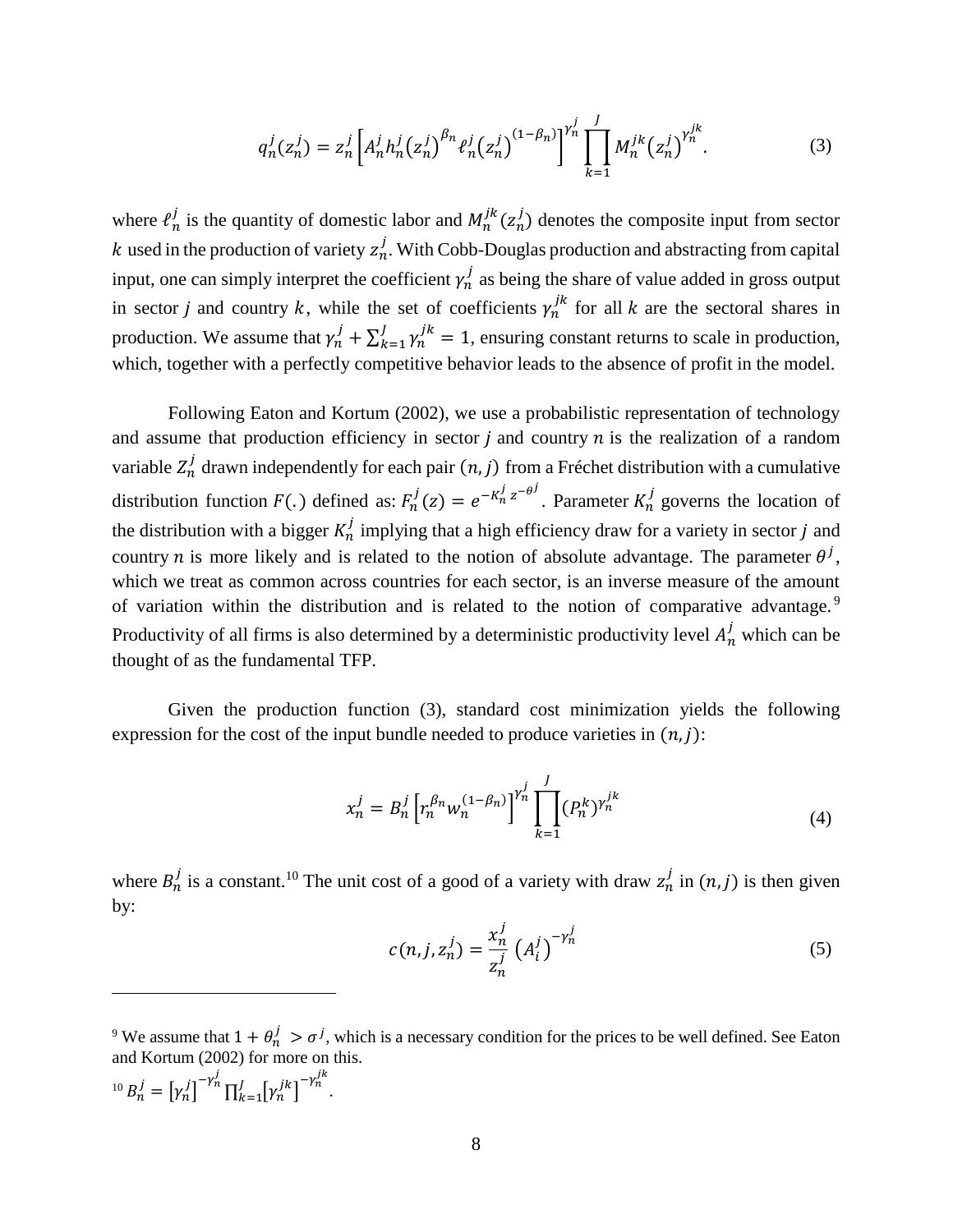$$q_n^j(z_n^j) = z_n^j \left[ A_n^j h_n^j(z_n^j)^{\beta_n} \ell_n^j(z_n^j)^{(1-\beta_n)} \right]^{\gamma_n^j} \prod_{k=1}^{J} M_n^{jk}(z_n^j)^{\gamma_n^{jk}}. \tag{3}$$

where $\ell_n^j$ is the quantity of domestic labor and $M_n^{jk}(z_n^j)$ denotes the composite input from sector $k$ used in the production of variety $z_n^j$. With Cobb-Douglas production and abstracting from capital input, one can simply interpret the coefficient $\gamma_n^j$ as being the share of value added in gross output in sector $j$ and country $k$, while the set of coefficients $\gamma_n^{jk}$ for all $k$ are the sectoral shares in production. We assume that $\gamma_n^j + \sum_{k=1}^{J} \gamma_n^{jk} = 1$, ensuring constant returns to scale in production, which, together with a perfectly competitive behavior leads to the absence of profit in the model.

Following Eaton and Kortum (2002), we use a probabilistic representation of technology and assume that production efficiency in sector $j$ and country $n$ is the realization of a random variable $Z_n^j$ drawn independently for each pair $(n, j)$ from a Fréchet distribution with a cumulative distribution function $F(.)$ defined as: $F_n^j(z) = e^{-K_n^j z^{-\theta^j}}$. Parameter $K_n^j$ governs the location of the distribution with a bigger $K_n^j$ implying that a high efficiency draw for a variety in sector $j$ and country $n$ is more likely and is related to the notion of absolute advantage. The parameter $\theta^j$, which we treat as common across countries for each sector, is an inverse measure of the amount of variation within the distribution and is related to the notion of comparative advantage.[9] Productivity of all firms is also determined by a deterministic productivity level $A_n^j$ which can be thought of as the fundamental TFP.

Given the production function (3), standard cost minimization yields the following expression for the cost of the input bundle needed to produce varieties in $(n, j)$:

$$x_n^j = B_n^j \left[ r_n^{\beta_n} w_n^{(1-\beta_n)} \right]^{\gamma_n^j} \prod_{k=1}^{J} (P_n^k)^{\gamma_n^{jk}} \tag{4}$$

where $B_n^j$ is a constant.[10] The unit cost of a good of a variety with draw $z_n^j$ in $(n, j)$ is then given by:

$$c(n, j, z_n^j) = \frac{x_n^j}{z_n^j} \left(A_i^j\right)^{-\gamma_n^j} \tag{5}$$

---

[9] We assume that $1 + \theta_n^j > \sigma^j$, which is a necessary condition for the prices to be well defined. See Eaton and Kortum (2002) for more on this.

[10] $B_n^j = \left[\gamma_n^j\right]^{-\gamma_n^j} \prod_{k=1}^{J} \left[\gamma_n^{jk}\right]^{-\gamma_n^{jk}}$.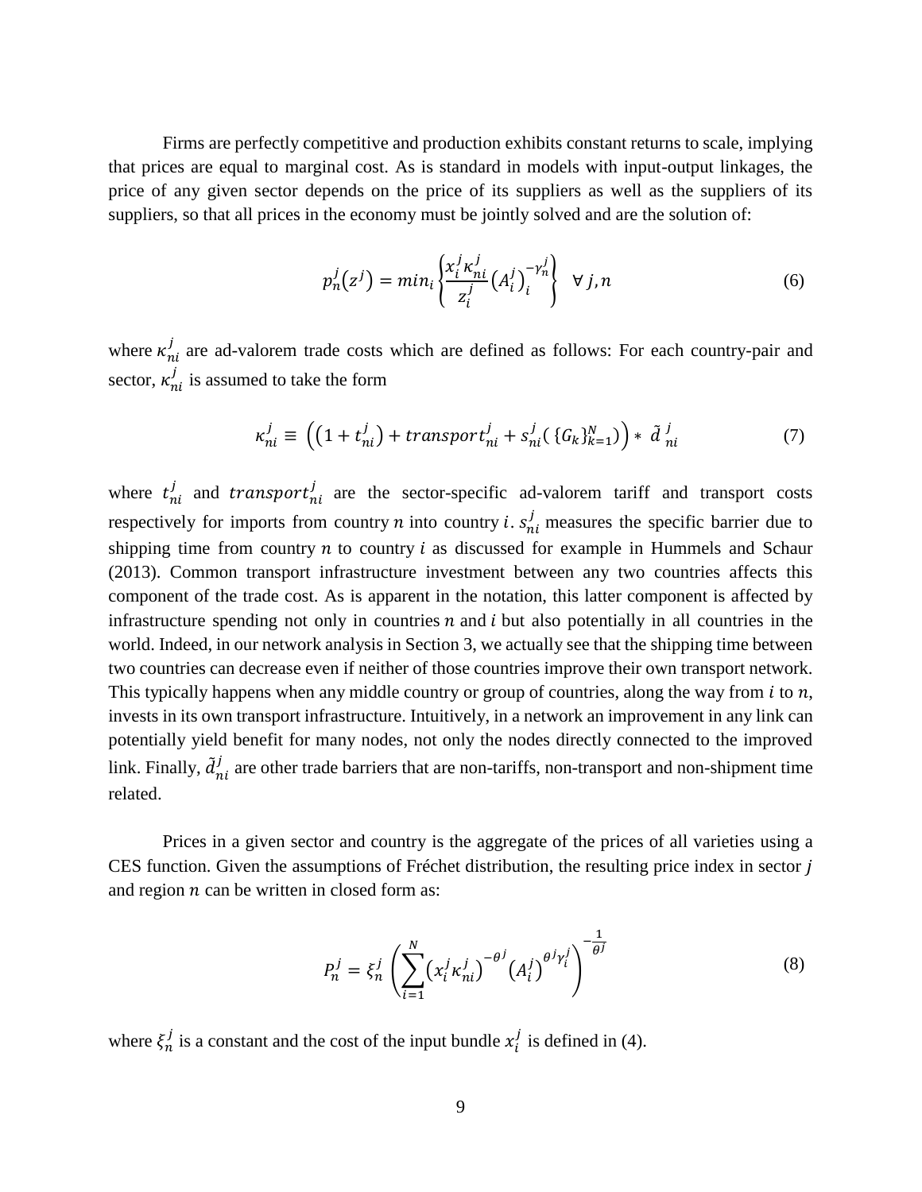Firms are perfectly competitive and production exhibits constant returns to scale, implying that prices are equal to marginal cost. As is standard in models with input-output linkages, the price of any given sector depends on the price of its suppliers as well as the suppliers of its suppliers, so that all prices in the economy must be jointly solved and are the solution of:

$$p_n^j(z^j) = min_i \left\{ \frac{x_i^j \kappa_{ni}^j}{z_i^j} \left(A_i^j\right)_i^{-\gamma_n^j} \right\} \quad \forall\, j, n \tag{6}$$

where $\kappa_{ni}^j$ are ad-valorem trade costs which are defined as follows: For each country-pair and sector, $\kappa_{ni}^j$ is assumed to take the form

$$\kappa_{ni}^j \equiv \left( \left(1 + t_{ni}^j\right) + transport_{ni}^j + s_{ni}^j(\, \{G_k\}_{k=1}^N) \right) * \; \tilde{d}_{\ ni}^{\ j} \tag{7}$$

where $t_{ni}^j$ and $transport_{ni}^j$ are the sector-specific ad-valorem tariff and transport costs respectively for imports from country $n$ into country $i$. $s_{ni}^j$ measures the specific barrier due to shipping time from country $n$ to country $i$ as discussed for example in Hummels and Schaur (2013). Common transport infrastructure investment between any two countries affects this component of the trade cost. As is apparent in the notation, this latter component is affected by infrastructure spending not only in countries $n$ and $i$ but also potentially in all countries in the world. Indeed, in our network analysis in Section 3, we actually see that the shipping time between two countries can decrease even if neither of those countries improve their own transport network. This typically happens when any middle country or group of countries, along the way from $i$ to $n$, invests in its own transport infrastructure. Intuitively, in a network an improvement in any link can potentially yield benefit for many nodes, not only the nodes directly connected to the improved link. Finally, $\tilde{d}_{ni}^j$ are other trade barriers that are non-tariffs, non-transport and non-shipment time related.

Prices in a given sector and country is the aggregate of the prices of all varieties using a CES function. Given the assumptions of Fréchet distribution, the resulting price index in sector $j$ and region $n$ can be written in closed form as:

$$P_n^j = \xi_n^j \left( \sum_{i=1}^{N} \left(x_i^j \kappa_{ni}^j\right)^{-\theta^j} \left(A_i^j\right)^{\theta^j \gamma_i^j} \right)^{-\frac{1}{\theta^j}} \tag{8}$$

where $\xi_n^j$ is a constant and the cost of the input bundle $x_i^j$ is defined in (4).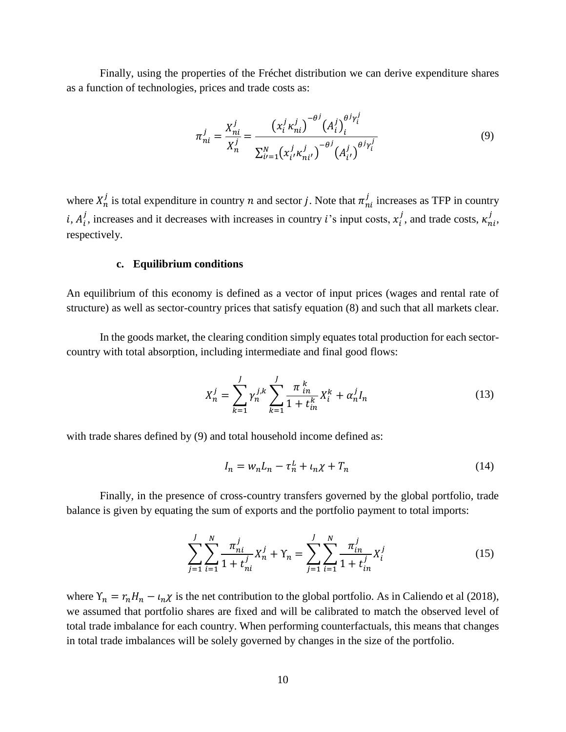Finally, using the properties of the Fréchet distribution we can derive expenditure shares as a function of technologies, prices and trade costs as:

$$\pi_{ni}^{j} = \frac{X_{ni}^{j}}{X_{n}^{j}} = \frac{\left(x_{i}^{j}\kappa_{ni}^{j}\right)^{-\theta^{j}}\left(A_{i}^{j}\right)_{i}^{\theta^{j}\gamma_{i}^{j}}}{\sum_{i'=1}^{N}\left(x_{i'}^{j}\kappa_{ni'}^{j}\right)^{-\theta^{j}}\left(A_{i'}^{j}\right)^{\theta^{j}\gamma_{i}^{j}}} \tag{9}$$

where $X_{n}^{j}$ is total expenditure in country $n$ and sector $j$. Note that $\pi_{ni}^{j}$ increases as TFP in country $i$, $A_{i}^{j}$, increases and it decreases with increases in country $i$'s input costs, $x_{i}^{j}$, and trade costs, $\kappa_{ni}^{j}$, respectively.

### c. Equilibrium conditions

An equilibrium of this economy is defined as a vector of input prices (wages and rental rate of structure) as well as sector-country prices that satisfy equation (8) and such that all markets clear.

In the goods market, the clearing condition simply equates total production for each sector-country with total absorption, including intermediate and final good flows:

$$X_{n}^{j} = \sum_{k=1}^{J}\gamma_{n}^{j,k}\sum_{k=1}^{J}\frac{\pi_{in}^{k}}{1+t_{in}^{k}}X_{i}^{k} + \alpha_{n}^{j}I_{n} \tag{13}$$

with trade shares defined by (9) and total household income defined as:

$$I_{n} = w_{n}L_{n} - \tau_{n}^{L} + \iota_{n}\chi + T_{n} \tag{14}$$

Finally, in the presence of cross-country transfers governed by the global portfolio, trade balance is given by equating the sum of exports and the portfolio payment to total imports:

$$\sum_{j=1}^{J}\sum_{i=1}^{N}\frac{\pi_{ni}^{j}}{1+t_{ni}^{j}}X_{n}^{j} + \Upsilon_{n} = \sum_{j=1}^{J}\sum_{i=1}^{N}\frac{\pi_{in}^{j}}{1+t_{in}^{j}}X_{i}^{j} \tag{15}$$

where $\Upsilon_{n} = r_{n}H_{n} - \iota_{n}\chi$ is the net contribution to the global portfolio. As in Caliendo et al (2018), we assumed that portfolio shares are fixed and will be calibrated to match the observed level of total trade imbalance for each country. When performing counterfactuals, this means that changes in total trade imbalances will be solely governed by changes in the size of the portfolio.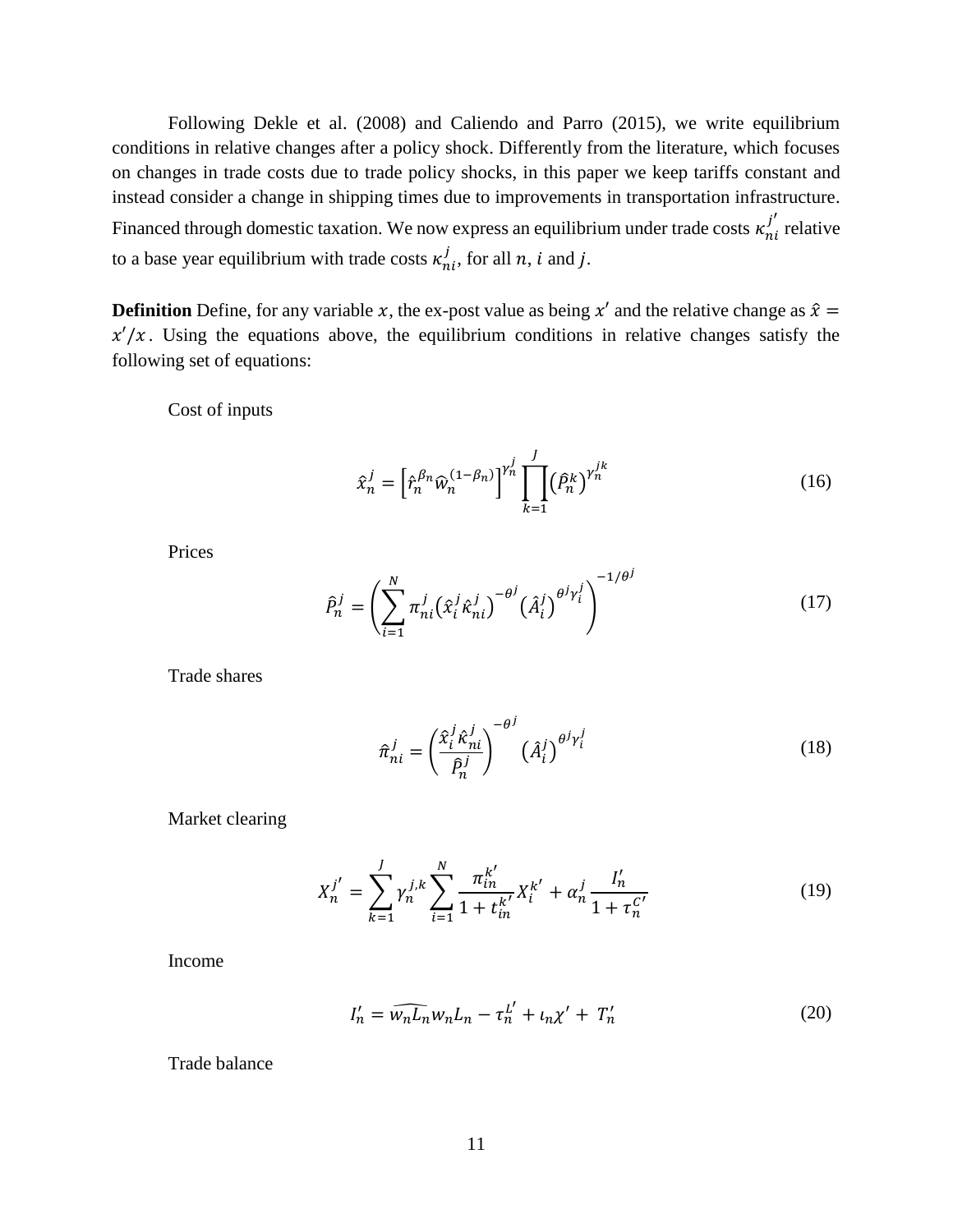Following Dekle et al. (2008) and Caliendo and Parro (2015), we write equilibrium conditions in relative changes after a policy shock. Differently from the literature, which focuses on changes in trade costs due to trade policy shocks, in this paper we keep tariffs constant and instead consider a change in shipping times due to improvements in transportation infrastructure. Financed through domestic taxation. We now express an equilibrium under trade costs $\kappa_{ni}^{j'}$ relative to a base year equilibrium with trade costs $\kappa_{ni}^{j}$, for all $n$, $i$ and $j$.

**Definition** Define, for any variable $x$, the ex-post value as being $x'$ and the relative change as $\hat{x} = x'/x$. Using the equations above, the equilibrium conditions in relative changes satisfy the following set of equations:

Cost of inputs

$$\hat{x}_n^j = \left[\hat{r}_n^{\beta_n} \hat{w}_n^{(1-\beta_n)}\right]^{\gamma_n^j} \prod_{k=1}^{J} \left(\hat{P}_n^k\right)^{\gamma_n^{jk}} \tag{16}$$

Prices

$$\hat{P}_n^j = \left( \sum_{i=1}^{N} \pi_{ni}^j \left(\hat{x}_i^j \hat{\kappa}_{ni}^j\right)^{-\theta^j} \left(\hat{A}_i^j\right)^{\theta^j \gamma_i^j} \right)^{-1/\theta^j} \tag{17}$$

Trade shares

$$\hat{\pi}_{ni}^j = \left( \frac{\hat{x}_i^j \hat{\kappa}_{ni}^j}{\hat{P}_n^j} \right)^{-\theta^j} \left(\hat{A}_i^j\right)^{\theta^j \gamma_i^j} \tag{18}$$

Market clearing

$$X_n^{j'} = \sum_{k=1}^{J} \gamma_n^{j,k} \sum_{i=1}^{N} \frac{\pi_{in}^{k'}}{1 + t_{in}^{k'}} X_i^{k'} + \alpha_n^j \frac{I_n'}{1 + \tau_n^{C'}} \tag{19}$$

Income

$$I_n' = \widehat{w_n L_n} w_n L_n - \tau_n^{L'} + \iota_n \chi' + T_n' \tag{20}$$

Trade balance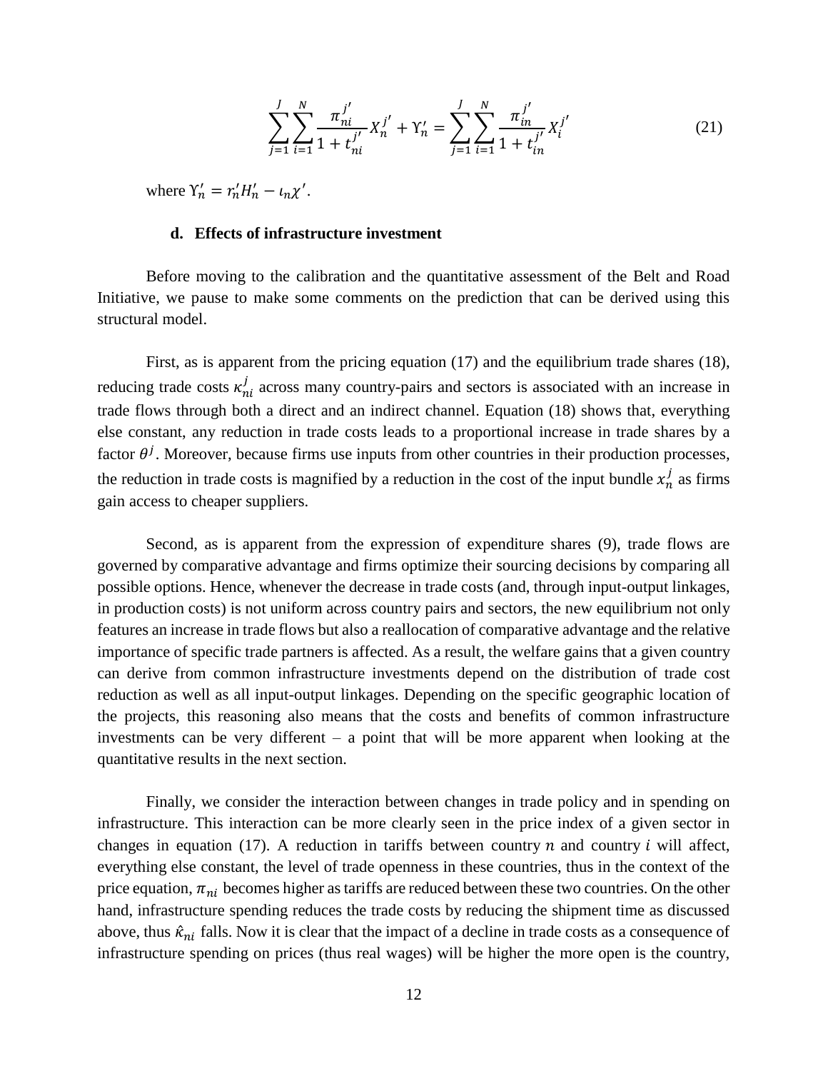$$\sum_{j=1}^{J}\sum_{i=1}^{N}\frac{\pi_{ni}^{j\prime}}{1+t_{ni}^{j\prime}}X_n^{j\prime}+\Upsilon_n^{\prime}=\sum_{j=1}^{J}\sum_{i=1}^{N}\frac{\pi_{in}^{j\prime}}{1+t_{in}^{j\prime}}X_i^{j\prime} \tag{21}$$

where $\Upsilon_n^{\prime}=r_n^{\prime}H_n^{\prime}-\iota_n\chi^{\prime}$.

### d. Effects of infrastructure investment

Before moving to the calibration and the quantitative assessment of the Belt and Road Initiative, we pause to make some comments on the prediction that can be derived using this structural model.

First, as is apparent from the pricing equation (17) and the equilibrium trade shares (18), reducing trade costs $\kappa_{ni}^{j}$ across many country-pairs and sectors is associated with an increase in trade flows through both a direct and an indirect channel. Equation (18) shows that, everything else constant, any reduction in trade costs leads to a proportional increase in trade shares by a factor $\theta^{j}$. Moreover, because firms use inputs from other countries in their production processes, the reduction in trade costs is magnified by a reduction in the cost of the input bundle $x_n^{j}$ as firms gain access to cheaper suppliers.

Second, as is apparent from the expression of expenditure shares (9), trade flows are governed by comparative advantage and firms optimize their sourcing decisions by comparing all possible options. Hence, whenever the decrease in trade costs (and, through input-output linkages, in production costs) is not uniform across country pairs and sectors, the new equilibrium not only features an increase in trade flows but also a reallocation of comparative advantage and the relative importance of specific trade partners is affected. As a result, the welfare gains that a given country can derive from common infrastructure investments depend on the distribution of trade cost reduction as well as all input-output linkages. Depending on the specific geographic location of the projects, this reasoning also means that the costs and benefits of common infrastructure investments can be very different – a point that will be more apparent when looking at the quantitative results in the next section.

Finally, we consider the interaction between changes in trade policy and in spending on infrastructure. This interaction can be more clearly seen in the price index of a given sector in changes in equation (17). A reduction in tariffs between country $n$ and country $i$ will affect, everything else constant, the level of trade openness in these countries, thus in the context of the price equation, $\pi_{ni}$ becomes higher as tariffs are reduced between these two countries. On the other hand, infrastructure spending reduces the trade costs by reducing the shipment time as discussed above, thus $\hat{\kappa}_{ni}$ falls. Now it is clear that the impact of a decline in trade costs as a consequence of infrastructure spending on prices (thus real wages) will be higher the more open is the country,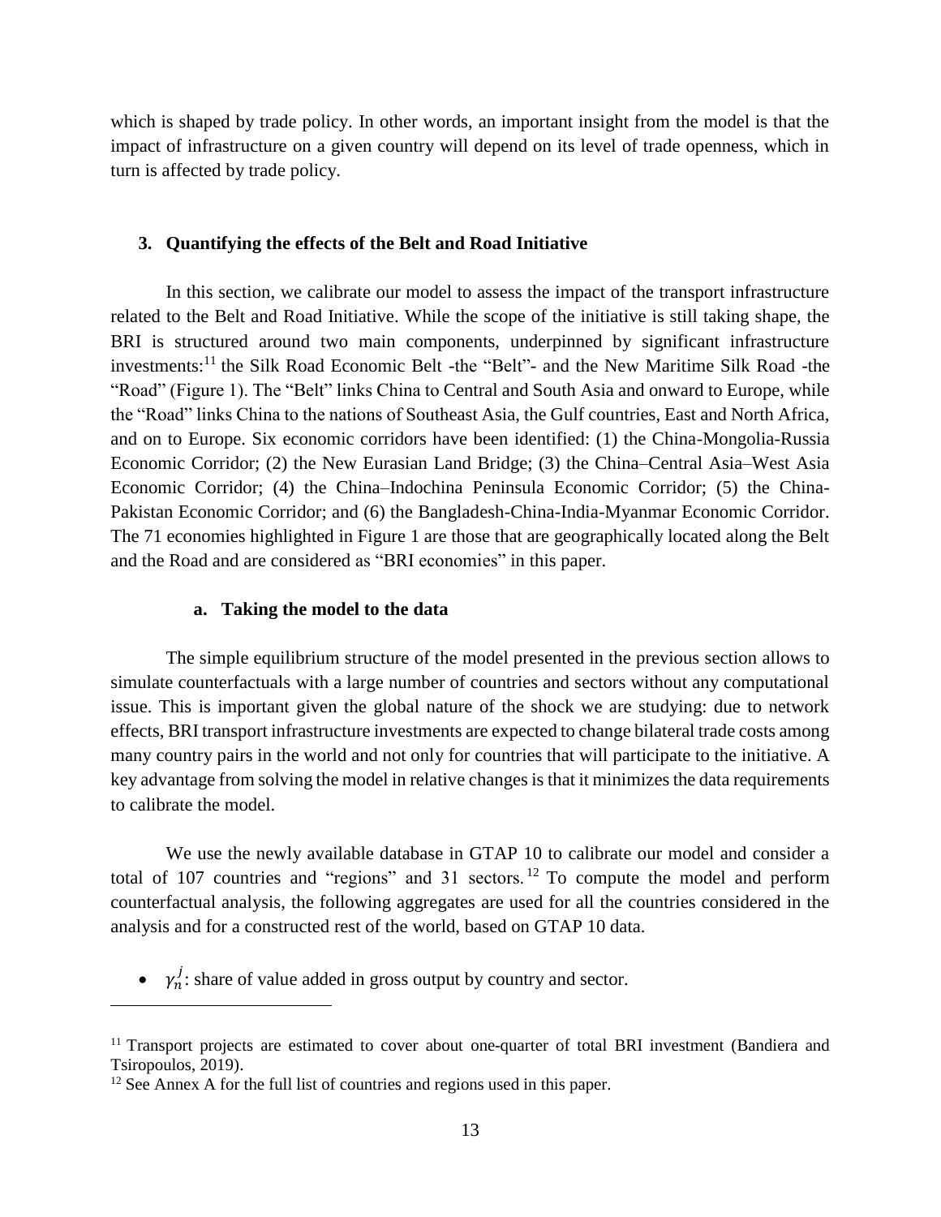which is shaped by trade policy. In other words, an important insight from the model is that the impact of infrastructure on a given country will depend on its level of trade openness, which in turn is affected by trade policy.

## 3. Quantifying the effects of the Belt and Road Initiative

In this section, we calibrate our model to assess the impact of the transport infrastructure related to the Belt and Road Initiative. While the scope of the initiative is still taking shape, the BRI is structured around two main components, underpinned by significant infrastructure investments:[11] the Silk Road Economic Belt -the "Belt"- and the New Maritime Silk Road -the "Road" (Figure 1). The "Belt" links China to Central and South Asia and onward to Europe, while the "Road" links China to the nations of Southeast Asia, the Gulf countries, East and North Africa, and on to Europe. Six economic corridors have been identified: (1) the China-Mongolia-Russia Economic Corridor; (2) the New Eurasian Land Bridge; (3) the China–Central Asia–West Asia Economic Corridor; (4) the China–Indochina Peninsula Economic Corridor; (5) the China-Pakistan Economic Corridor; and (6) the Bangladesh-China-India-Myanmar Economic Corridor. The 71 economies highlighted in Figure 1 are those that are geographically located along the Belt and the Road and are considered as "BRI economies" in this paper.

### a. Taking the model to the data

The simple equilibrium structure of the model presented in the previous section allows to simulate counterfactuals with a large number of countries and sectors without any computational issue. This is important given the global nature of the shock we are studying: due to network effects, BRI transport infrastructure investments are expected to change bilateral trade costs among many country pairs in the world and not only for countries that will participate to the initiative. A key advantage from solving the model in relative changes is that it minimizes the data requirements to calibrate the model.

We use the newly available database in GTAP 10 to calibrate our model and consider a total of 107 countries and "regions" and 31 sectors.[12] To compute the model and perform counterfactual analysis, the following aggregates are used for all the countries considered in the analysis and for a constructed rest of the world, based on GTAP 10 data.

- $\gamma_n^j$: share of value added in gross output by country and sector.

[11] Transport projects are estimated to cover about one-quarter of total BRI investment (Bandiera and Tsiropoulos, 2019).

[12] See Annex A for the full list of countries and regions used in this paper.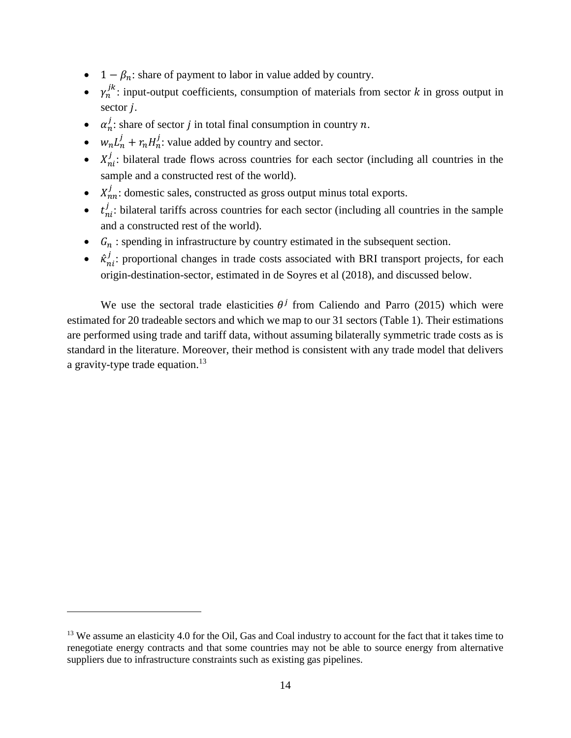- $1 - \beta_n$: share of payment to labor in value added by country.
- $\gamma_n^{jk}$: input-output coefficients, consumption of materials from sector $k$ in gross output in sector $j$.
- $\alpha_n^j$: share of sector $j$ in total final consumption in country $n$.
- $w_n L_n^j + r_n H_n^j$: value added by country and sector.
- $X_{ni}^j$: bilateral trade flows across countries for each sector (including all countries in the sample and a constructed rest of the world).
- $X_{nn}^j$: domestic sales, constructed as gross output minus total exports.
- $t_{ni}^j$: bilateral tariffs across countries for each sector (including all countries in the sample and a constructed rest of the world).
- $G_n$ : spending in infrastructure by country estimated in the subsequent section.
- $\hat{\kappa}_{ni}^j$: proportional changes in trade costs associated with BRI transport projects, for each origin-destination-sector, estimated in de Soyres et al (2018), and discussed below.

We use the sectoral trade elasticities $\theta^j$ from Caliendo and Parro (2015) which were estimated for 20 tradeable sectors and which we map to our 31 sectors (Table 1). Their estimations are performed using trade and tariff data, without assuming bilaterally symmetric trade costs as is standard in the literature. Moreover, their method is consistent with any trade model that delivers a gravity-type trade equation.[13]

[13] We assume an elasticity 4.0 for the Oil, Gas and Coal industry to account for the fact that it takes time to renegotiate energy contracts and that some countries may not be able to source energy from alternative suppliers due to infrastructure constraints such as existing gas pipelines.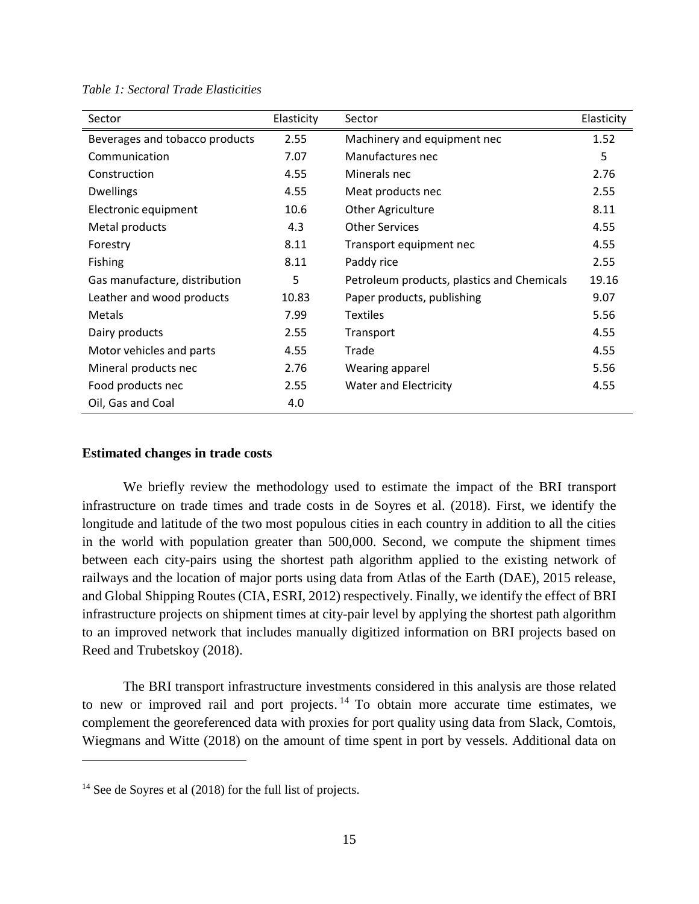*Table 1: Sectoral Trade Elasticities*

| Sector | Elasticity | Sector | Elasticity |
|---|---|---|---|
| Beverages and tobacco products | 2.55 | Machinery and equipment nec | 1.52 |
| Communication | 7.07 | Manufactures nec | 5 |
| Construction | 4.55 | Minerals nec | 2.76 |
| Dwellings | 4.55 | Meat products nec | 2.55 |
| Electronic equipment | 10.6 | Other Agriculture | 8.11 |
| Metal products | 4.3 | Other Services | 4.55 |
| Forestry | 8.11 | Transport equipment nec | 4.55 |
| Fishing | 8.11 | Paddy rice | 2.55 |
| Gas manufacture, distribution | 5 | Petroleum products, plastics and Chemicals | 19.16 |
| Leather and wood products | 10.83 | Paper products, publishing | 9.07 |
| Metals | 7.99 | Textiles | 5.56 |
| Dairy products | 2.55 | Transport | 4.55 |
| Motor vehicles and parts | 4.55 | Trade | 4.55 |
| Mineral products nec | 2.76 | Wearing apparel | 5.56 |
| Food products nec | 2.55 | Water and Electricity | 4.55 |
| Oil, Gas and Coal | 4.0 | | |

**Estimated changes in trade costs**

We briefly review the methodology used to estimate the impact of the BRI transport infrastructure on trade times and trade costs in de Soyres et al. (2018). First, we identify the longitude and latitude of the two most populous cities in each country in addition to all the cities in the world with population greater than 500,000. Second, we compute the shipment times between each city-pairs using the shortest path algorithm applied to the existing network of railways and the location of major ports using data from Atlas of the Earth (DAE), 2015 release, and Global Shipping Routes (CIA, ESRI, 2012) respectively. Finally, we identify the effect of BRI infrastructure projects on shipment times at city-pair level by applying the shortest path algorithm to an improved network that includes manually digitized information on BRI projects based on Reed and Trubetskoy (2018).

The BRI transport infrastructure investments considered in this analysis are those related to new or improved rail and port projects.[14] To obtain more accurate time estimates, we complement the georeferenced data with proxies for port quality using data from Slack, Comtois, Wiegmans and Witte (2018) on the amount of time spent in port by vessels. Additional data on

[14] See de Soyres et al (2018) for the full list of projects.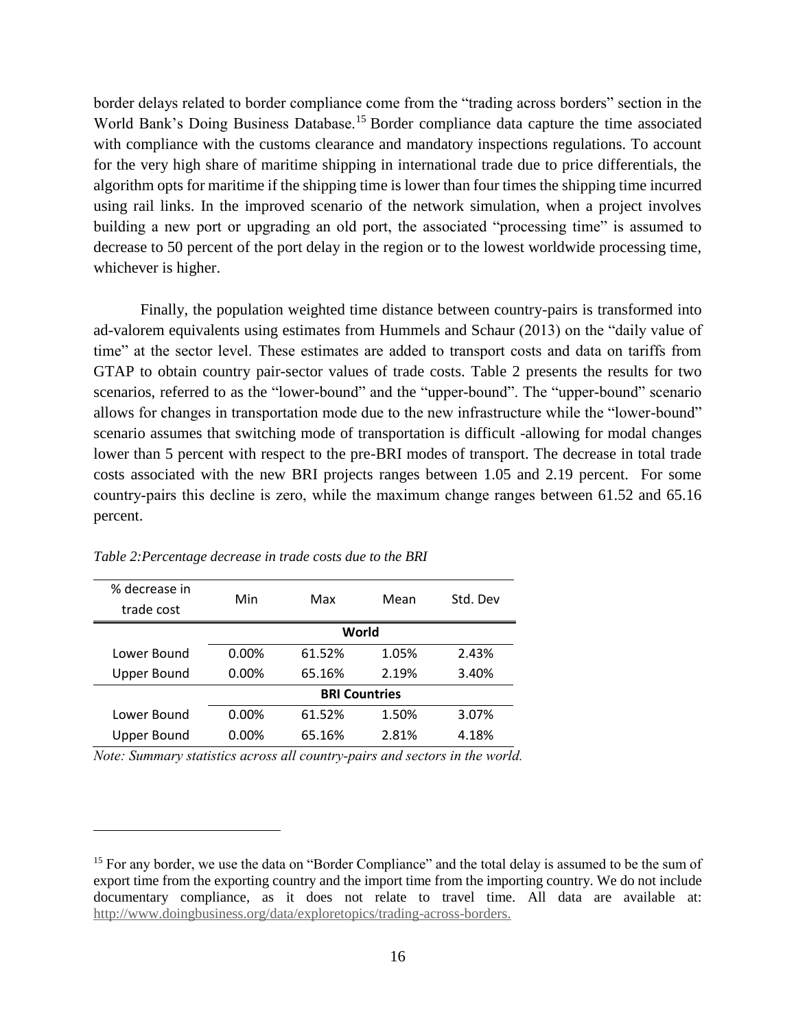border delays related to border compliance come from the "trading across borders" section in the World Bank's Doing Business Database.[15] Border compliance data capture the time associated with compliance with the customs clearance and mandatory inspections regulations. To account for the very high share of maritime shipping in international trade due to price differentials, the algorithm opts for maritime if the shipping time is lower than four times the shipping time incurred using rail links. In the improved scenario of the network simulation, when a project involves building a new port or upgrading an old port, the associated "processing time" is assumed to decrease to 50 percent of the port delay in the region or to the lowest worldwide processing time, whichever is higher.

Finally, the population weighted time distance between country-pairs is transformed into ad-valorem equivalents using estimates from Hummels and Schaur (2013) on the "daily value of time" at the sector level. These estimates are added to transport costs and data on tariffs from GTAP to obtain country pair-sector values of trade costs. Table 2 presents the results for two scenarios, referred to as the "lower-bound" and the "upper-bound". The "upper-bound" scenario allows for changes in transportation mode due to the new infrastructure while the "lower-bound" scenario assumes that switching mode of transportation is difficult -allowing for modal changes lower than 5 percent with respect to the pre-BRI modes of transport. The decrease in total trade costs associated with the new BRI projects ranges between 1.05 and 2.19 percent. For some country-pairs this decline is zero, while the maximum change ranges between 61.52 and 65.16 percent.

*Table 2:Percentage decrease in trade costs due to the BRI*

| % decrease in trade cost | Min | Max | Mean | Std. Dev |
|---|---|---|---|---|
| | **World** | | | |
| Lower Bound | 0.00% | 61.52% | 1.05% | 2.43% |
| Upper Bound | 0.00% | 65.16% | 2.19% | 3.40% |
| | **BRI Countries** | | | |
| Lower Bound | 0.00% | 61.52% | 1.50% | 3.07% |
| Upper Bound | 0.00% | 65.16% | 2.81% | 4.18% |

*Note: Summary statistics across all country-pairs and sectors in the world.*

[15] For any border, we use the data on "Border Compliance" and the total delay is assumed to be the sum of export time from the exporting country and the import time from the importing country. We do not include documentary compliance, as it does not relate to travel time. All data are available at: http://www.doingbusiness.org/data/exploretopics/trading-across-borders.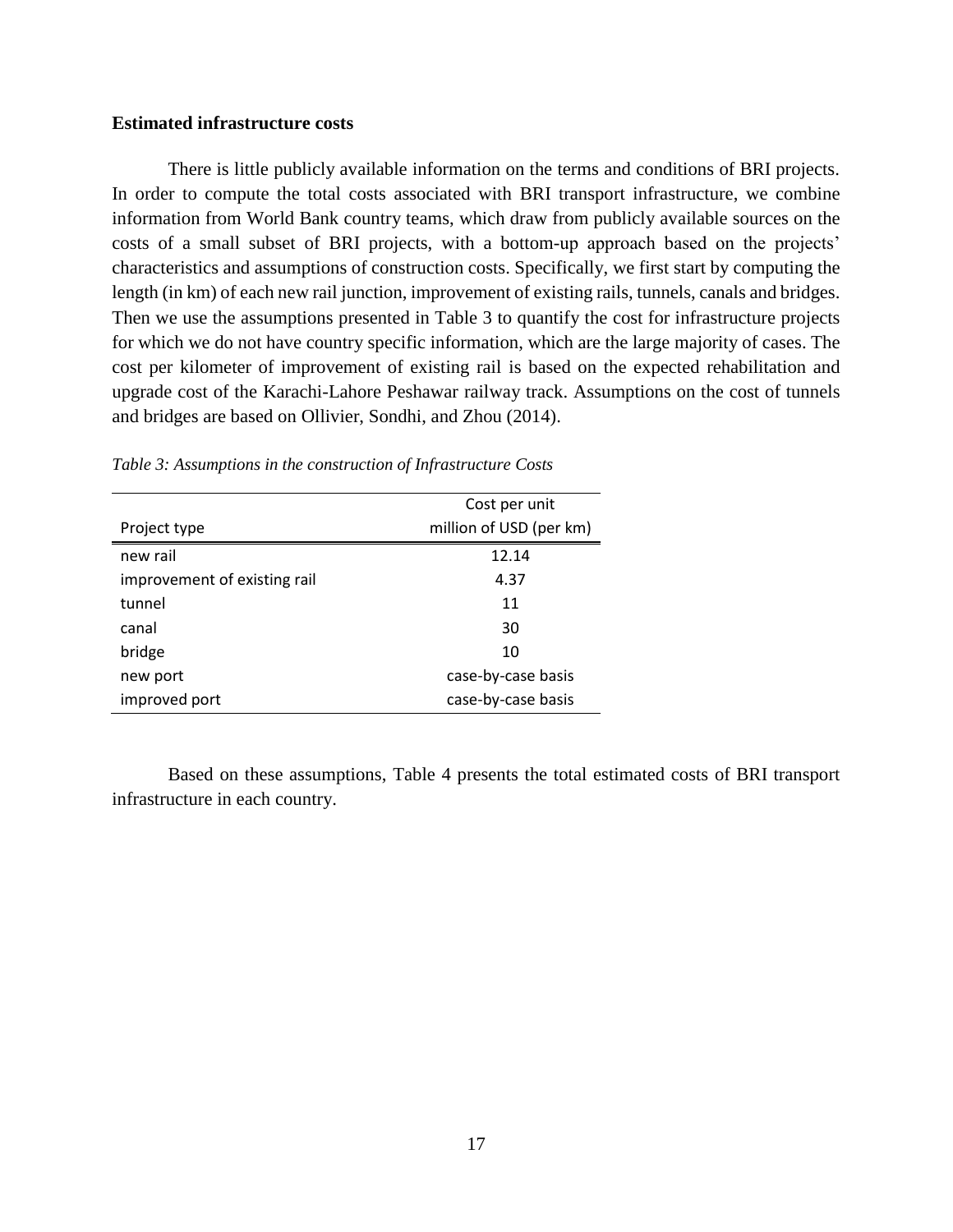**Estimated infrastructure costs**

There is little publicly available information on the terms and conditions of BRI projects. In order to compute the total costs associated with BRI transport infrastructure, we combine information from World Bank country teams, which draw from publicly available sources on the costs of a small subset of BRI projects, with a bottom-up approach based on the projects' characteristics and assumptions of construction costs. Specifically, we first start by computing the length (in km) of each new rail junction, improvement of existing rails, tunnels, canals and bridges. Then we use the assumptions presented in Table 3 to quantify the cost for infrastructure projects for which we do not have country specific information, which are the large majority of cases. The cost per kilometer of improvement of existing rail is based on the expected rehabilitation and upgrade cost of the Karachi-Lahore Peshawar railway track. Assumptions on the cost of tunnels and bridges are based on Ollivier, Sondhi, and Zhou (2014).

*Table 3: Assumptions in the construction of Infrastructure Costs*

| Project type | Cost per unit million of USD (per km) |
|---|---|
| new rail | 12.14 |
| improvement of existing rail | 4.37 |
| tunnel | 11 |
| canal | 30 |
| bridge | 10 |
| new port | case-by-case basis |
| improved port | case-by-case basis |

Based on these assumptions, Table 4 presents the total estimated costs of BRI transport infrastructure in each country.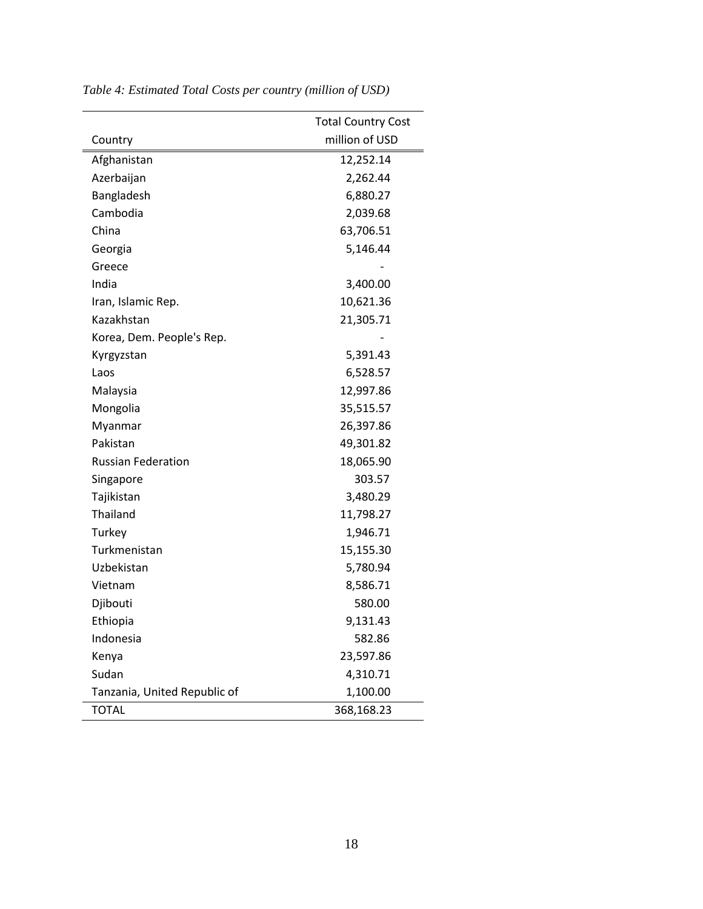*Table 4: Estimated Total Costs per country (million of USD)*

| Country | Total Country Cost million of USD |
|---|---|
| Afghanistan | 12,252.14 |
| Azerbaijan | 2,262.44 |
| Bangladesh | 6,880.27 |
| Cambodia | 2,039.68 |
| China | 63,706.51 |
| Georgia | 5,146.44 |
| Greece | - |
| India | 3,400.00 |
| Iran, Islamic Rep. | 10,621.36 |
| Kazakhstan | 21,305.71 |
| Korea, Dem. People's Rep. | - |
| Kyrgyzstan | 5,391.43 |
| Laos | 6,528.57 |
| Malaysia | 12,997.86 |
| Mongolia | 35,515.57 |
| Myanmar | 26,397.86 |
| Pakistan | 49,301.82 |
| Russian Federation | 18,065.90 |
| Singapore | 303.57 |
| Tajikistan | 3,480.29 |
| Thailand | 11,798.27 |
| Turkey | 1,946.71 |
| Turkmenistan | 15,155.30 |
| Uzbekistan | 5,780.94 |
| Vietnam | 8,586.71 |
| Djibouti | 580.00 |
| Ethiopia | 9,131.43 |
| Indonesia | 582.86 |
| Kenya | 23,597.86 |
| Sudan | 4,310.71 |
| Tanzania, United Republic of | 1,100.00 |
| TOTAL | 368,168.23 |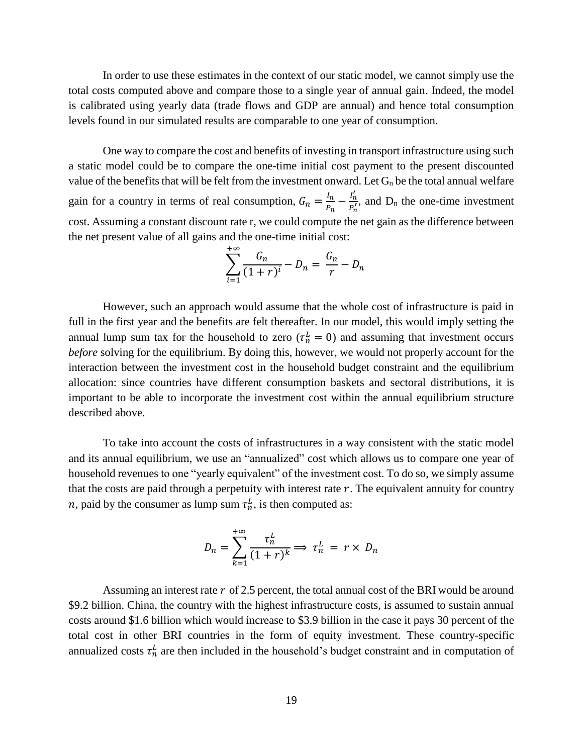In order to use these estimates in the context of our static model, we cannot simply use the total costs computed above and compare those to a single year of annual gain. Indeed, the model is calibrated using yearly data (trade flows and GDP are annual) and hence total consumption levels found in our simulated results are comparable to one year of consumption.

One way to compare the cost and benefits of investing in transport infrastructure using such a static model could be to compare the one-time initial cost payment to the present discounted value of the benefits that will be felt from the investment onward. Let $G_n$ be the total annual welfare gain for a country in terms of real consumption, $G_n = \frac{I_n}{P_n} - \frac{I_n'}{P_n'}$, and $D_n$ the one-time investment cost. Assuming a constant discount rate r, we could compute the net gain as the difference between the net present value of all gains and the one-time initial cost:

$$\sum_{i=1}^{+\infty} \frac{G_n}{(1+r)^i} - D_n = \frac{G_n}{r} - D_n$$

However, such an approach would assume that the whole cost of infrastructure is paid in full in the first year and the benefits are felt thereafter. In our model, this would imply setting the annual lump sum tax for the household to zero ($\tau_n^L = 0$) and assuming that investment occurs *before* solving for the equilibrium. By doing this, however, we would not properly account for the interaction between the investment cost in the household budget constraint and the equilibrium allocation: since countries have different consumption baskets and sectoral distributions, it is important to be able to incorporate the investment cost within the annual equilibrium structure described above.

To take into account the costs of infrastructures in a way consistent with the static model and its annual equilibrium, we use an "annualized" cost which allows us to compare one year of household revenues to one "yearly equivalent" of the investment cost. To do so, we simply assume that the costs are paid through a perpetuity with interest rate $r$. The equivalent annuity for country $n$, paid by the consumer as lump sum $\tau_n^L$, is then computed as:

$$D_n = \sum_{k=1}^{+\infty} \frac{\tau_n^L}{(1+r)^k} \Longrightarrow \tau_n^L = r \times D_n$$

Assuming an interest rate $r$ of 2.5 percent, the total annual cost of the BRI would be around \$9.2 billion. China, the country with the highest infrastructure costs, is assumed to sustain annual costs around \$1.6 billion which would increase to \$3.9 billion in the case it pays 30 percent of the total cost in other BRI countries in the form of equity investment. These country-specific annualized costs $\tau_n^L$ are then included in the household's budget constraint and in computation of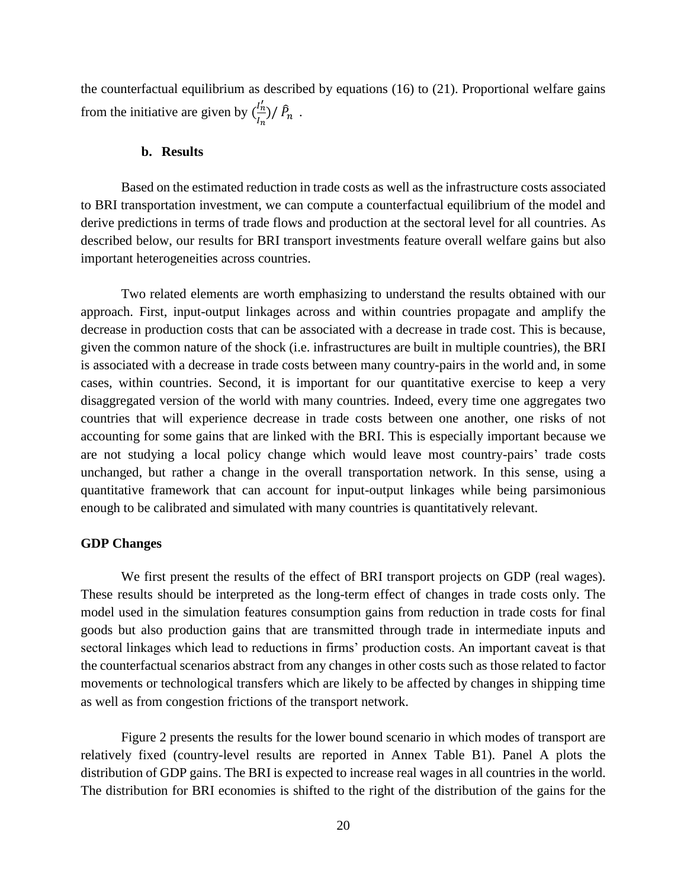the counterfactual equilibrium as described by equations (16) to (21). Proportional welfare gains from the initiative are given by $(\frac{I_n'}{I_n}) / \hat{P}_n$ .

### b. Results

Based on the estimated reduction in trade costs as well as the infrastructure costs associated to BRI transportation investment, we can compute a counterfactual equilibrium of the model and derive predictions in terms of trade flows and production at the sectoral level for all countries. As described below, our results for BRI transport investments feature overall welfare gains but also important heterogeneities across countries.

Two related elements are worth emphasizing to understand the results obtained with our approach. First, input-output linkages across and within countries propagate and amplify the decrease in production costs that can be associated with a decrease in trade cost. This is because, given the common nature of the shock (i.e. infrastructures are built in multiple countries), the BRI is associated with a decrease in trade costs between many country-pairs in the world and, in some cases, within countries. Second, it is important for our quantitative exercise to keep a very disaggregated version of the world with many countries. Indeed, every time one aggregates two countries that will experience decrease in trade costs between one another, one risks of not accounting for some gains that are linked with the BRI. This is especially important because we are not studying a local policy change which would leave most country-pairs' trade costs unchanged, but rather a change in the overall transportation network. In this sense, using a quantitative framework that can account for input-output linkages while being parsimonious enough to be calibrated and simulated with many countries is quantitatively relevant.

**GDP Changes**

We first present the results of the effect of BRI transport projects on GDP (real wages). These results should be interpreted as the long-term effect of changes in trade costs only. The model used in the simulation features consumption gains from reduction in trade costs for final goods but also production gains that are transmitted through trade in intermediate inputs and sectoral linkages which lead to reductions in firms' production costs. An important caveat is that the counterfactual scenarios abstract from any changes in other costs such as those related to factor movements or technological transfers which are likely to be affected by changes in shipping time as well as from congestion frictions of the transport network.

Figure 2 presents the results for the lower bound scenario in which modes of transport are relatively fixed (country-level results are reported in Annex Table B1). Panel A plots the distribution of GDP gains. The BRI is expected to increase real wages in all countries in the world. The distribution for BRI economies is shifted to the right of the distribution of the gains for the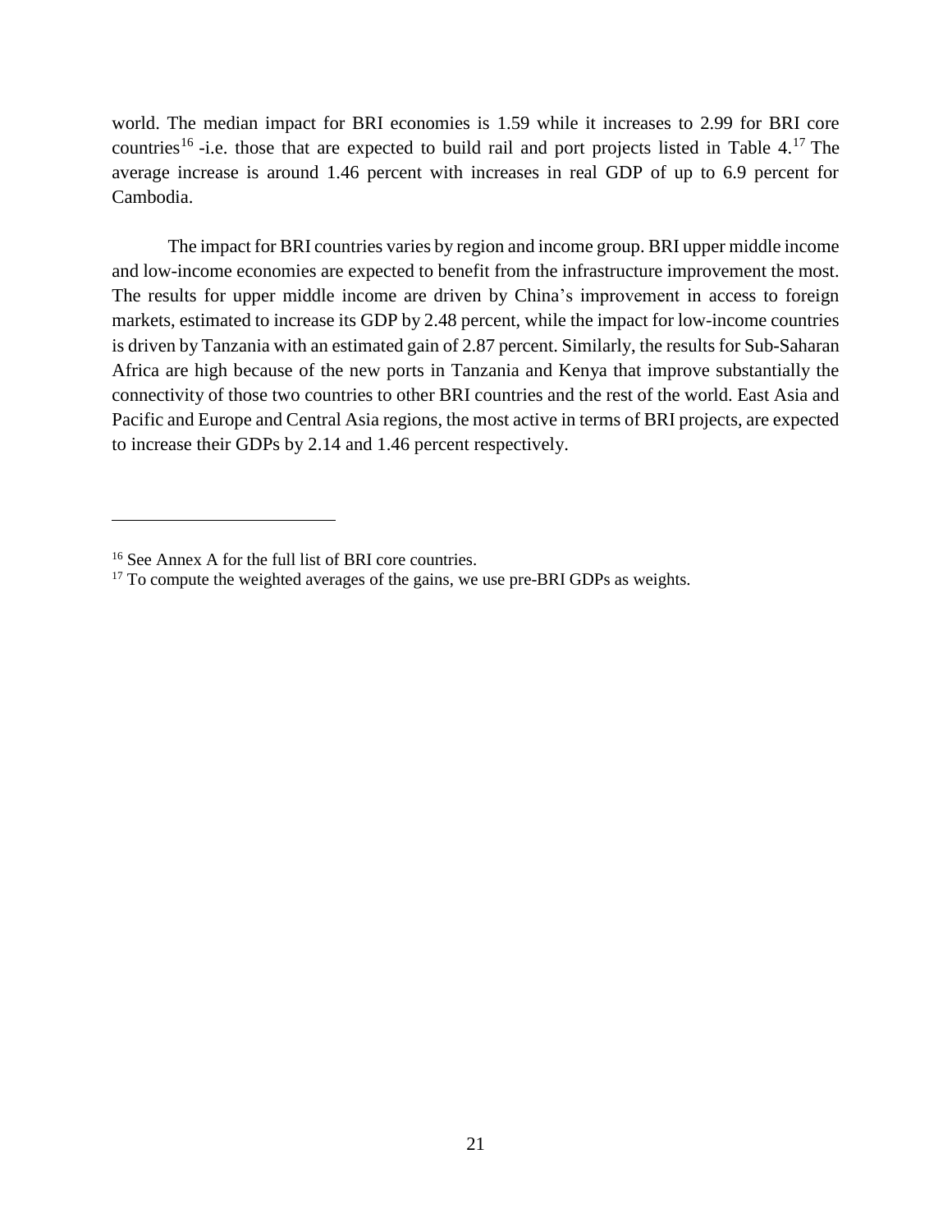world. The median impact for BRI economies is 1.59 while it increases to 2.99 for BRI core countries[16] -i.e. those that are expected to build rail and port projects listed in Table 4.[17] The average increase is around 1.46 percent with increases in real GDP of up to 6.9 percent for Cambodia.

The impact for BRI countries varies by region and income group. BRI upper middle income and low-income economies are expected to benefit from the infrastructure improvement the most. The results for upper middle income are driven by China's improvement in access to foreign markets, estimated to increase its GDP by 2.48 percent, while the impact for low-income countries is driven by Tanzania with an estimated gain of 2.87 percent. Similarly, the results for Sub-Saharan Africa are high because of the new ports in Tanzania and Kenya that improve substantially the connectivity of those two countries to other BRI countries and the rest of the world. East Asia and Pacific and Europe and Central Asia regions, the most active in terms of BRI projects, are expected to increase their GDPs by 2.14 and 1.46 percent respectively.

---

[16] See Annex A for the full list of BRI core countries.

[17] To compute the weighted averages of the gains, we use pre-BRI GDPs as weights.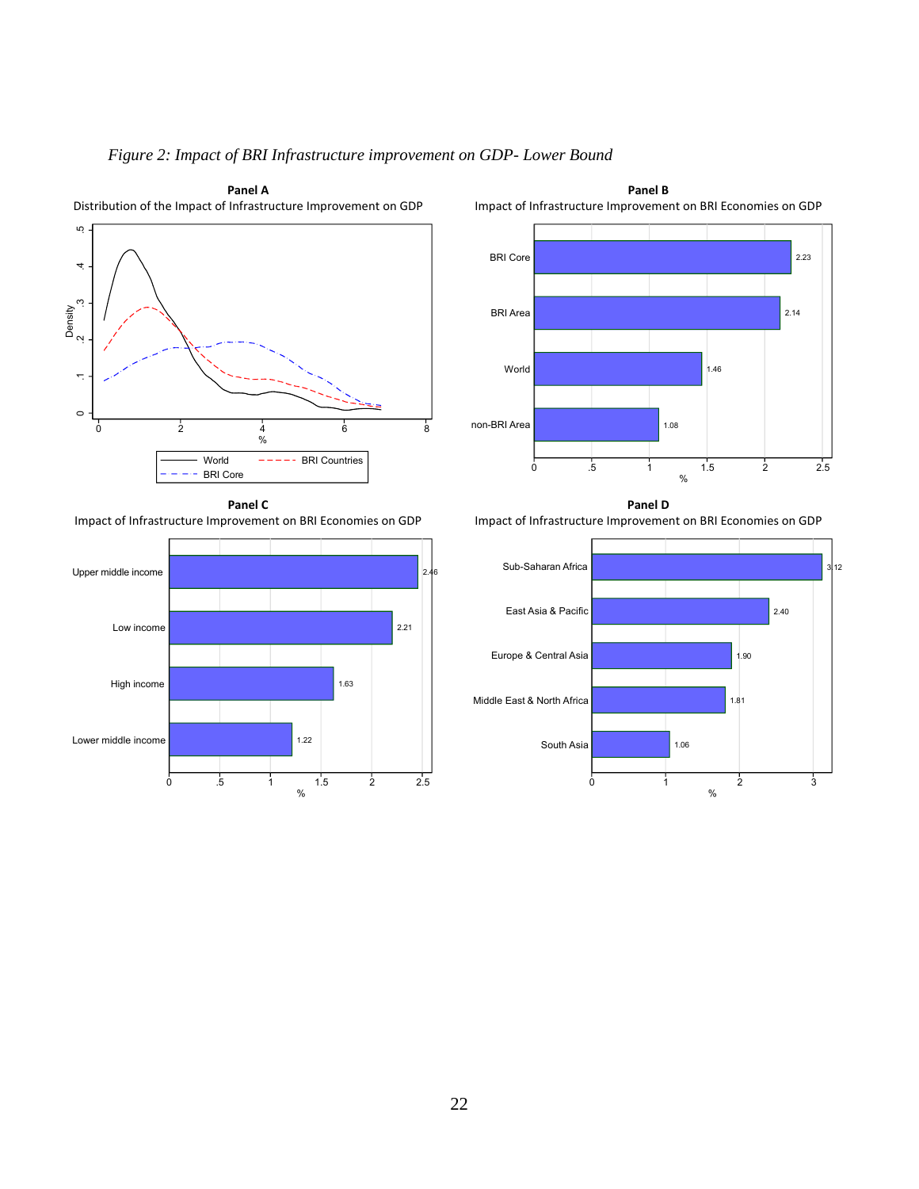*Figure 2: Impact of BRI Infrastructure improvement on GDP- Lower Bound*

**Panel A**

Distribution of the Impact of Infrastructure Improvement on GDP

**Panel B**

Impact of Infrastructure Improvement on BRI Economies on GDP

| Group | % |
|---|---|
| BRI Core | 2.23 |
| BRI Area | 2.14 |
| World | 1.46 |
| non-BRI Area | 1.08 |

**Panel C**

Impact of Infrastructure Improvement on BRI Economies on GDP

| Group | % |
|---|---|
| Upper middle income | 2.46 |
| Low income | 2.21 |
| High income | 1.63 |
| Lower middle income | 1.22 |

**Panel D**

Impact of Infrastructure Improvement on BRI Economies on GDP

| Group | % |
|---|---|
| Sub-Saharan Africa | 3.12 |
| East Asia & Pacific | 2.40 |
| Europe & Central Asia | 1.90 |
| Middle East & North Africa | 1.81 |
| South Asia | 1.06 |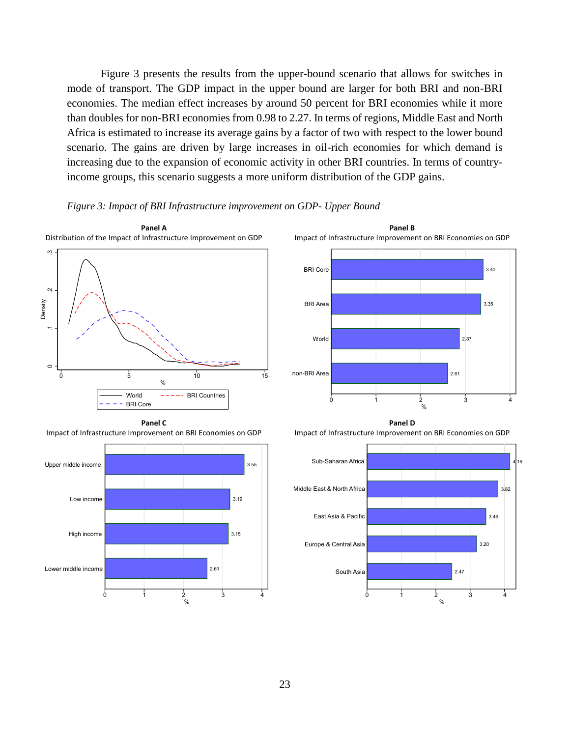Figure 3 presents the results from the upper-bound scenario that allows for switches in mode of transport. The GDP impact in the upper bound are larger for both BRI and non-BRI economies. The median effect increases by around 50 percent for BRI economies while it more than doubles for non-BRI economies from 0.98 to 2.27. In terms of regions, Middle East and North Africa is estimated to increase its average gains by a factor of two with respect to the lower bound scenario. The gains are driven by large increases in oil-rich economies for which demand is increasing due to the expansion of economic activity in other BRI countries. In terms of country-income groups, this scenario suggests a more uniform distribution of the GDP gains.

*Figure 3: Impact of BRI Infrastructure improvement on GDP- Upper Bound*

**Panel A**
Distribution of the Impact of Infrastructure Improvement on GDP

**Panel B**
Impact of Infrastructure Improvement on BRI Economies on GDP

| Group | % |
|---|---|
| BRI Core | 3.40 |
| BRI Area | 3.35 |
| World | 2.87 |
| non-BRI Area | 2.61 |

**Panel C**
Impact of Infrastructure Improvement on BRI Economies on GDP

| Group | % |
|---|---|
| Upper middle income | 3.55 |
| Low income | 3.19 |
| High income | 3.15 |
| Lower middle income | 2.61 |

**Panel D**
Impact of Infrastructure Improvement on BRI Economies on GDP

| Region | % |
|---|---|
| Sub-Saharan Africa | 4.16 |
| Middle East & North Africa | 3.82 |
| East Asia & Pacific | 3.46 |
| Europe & Central Asia | 3.20 |
| South Asia | 2.47 |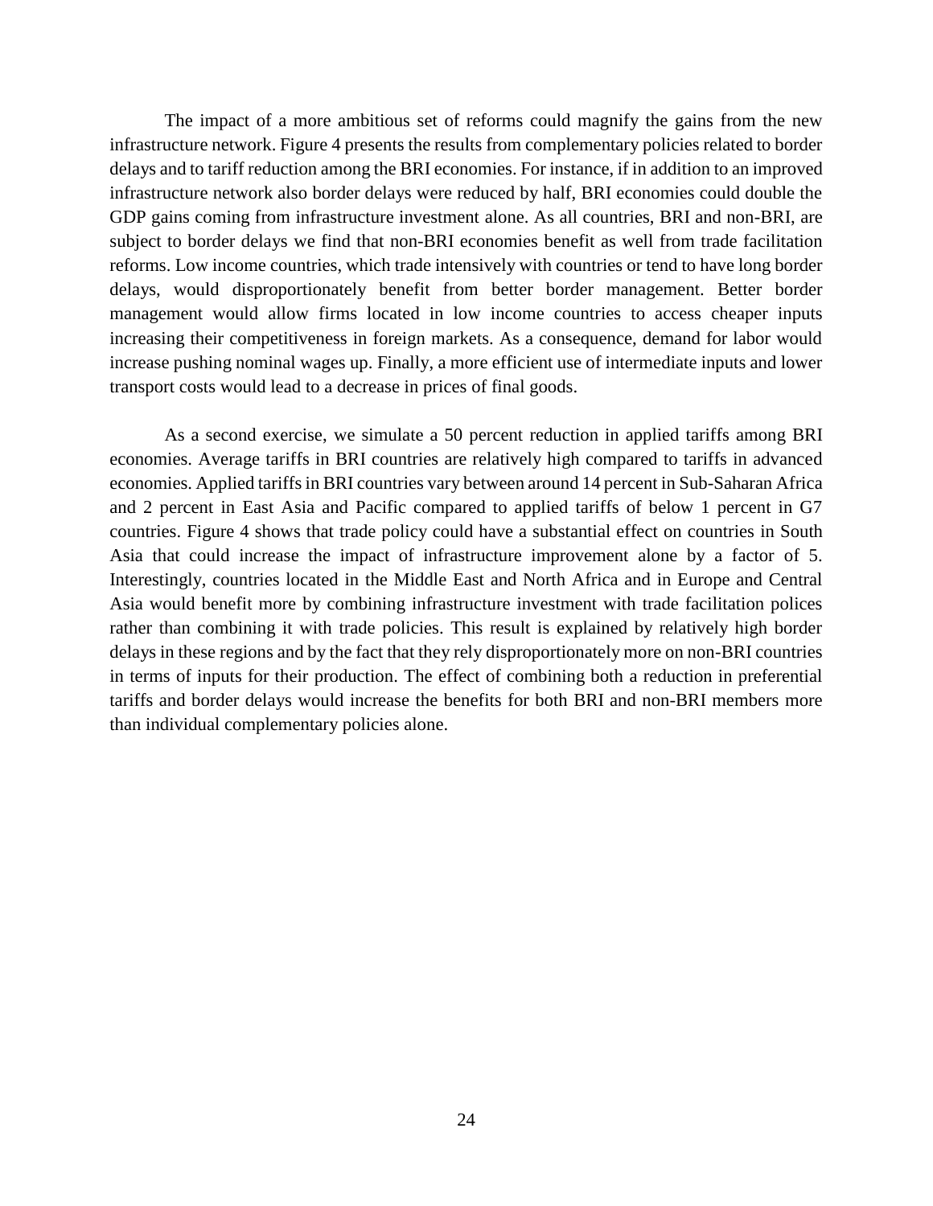The impact of a more ambitious set of reforms could magnify the gains from the new infrastructure network. Figure 4 presents the results from complementary policies related to border delays and to tariff reduction among the BRI economies. For instance, if in addition to an improved infrastructure network also border delays were reduced by half, BRI economies could double the GDP gains coming from infrastructure investment alone. As all countries, BRI and non-BRI, are subject to border delays we find that non-BRI economies benefit as well from trade facilitation reforms. Low income countries, which trade intensively with countries or tend to have long border delays, would disproportionately benefit from better border management. Better border management would allow firms located in low income countries to access cheaper inputs increasing their competitiveness in foreign markets. As a consequence, demand for labor would increase pushing nominal wages up. Finally, a more efficient use of intermediate inputs and lower transport costs would lead to a decrease in prices of final goods.

As a second exercise, we simulate a 50 percent reduction in applied tariffs among BRI economies. Average tariffs in BRI countries are relatively high compared to tariffs in advanced economies. Applied tariffs in BRI countries vary between around 14 percent in Sub-Saharan Africa and 2 percent in East Asia and Pacific compared to applied tariffs of below 1 percent in G7 countries. Figure 4 shows that trade policy could have a substantial effect on countries in South Asia that could increase the impact of infrastructure improvement alone by a factor of 5. Interestingly, countries located in the Middle East and North Africa and in Europe and Central Asia would benefit more by combining infrastructure investment with trade facilitation polices rather than combining it with trade policies. This result is explained by relatively high border delays in these regions and by the fact that they rely disproportionately more on non-BRI countries in terms of inputs for their production. The effect of combining both a reduction in preferential tariffs and border delays would increase the benefits for both BRI and non-BRI members more than individual complementary policies alone.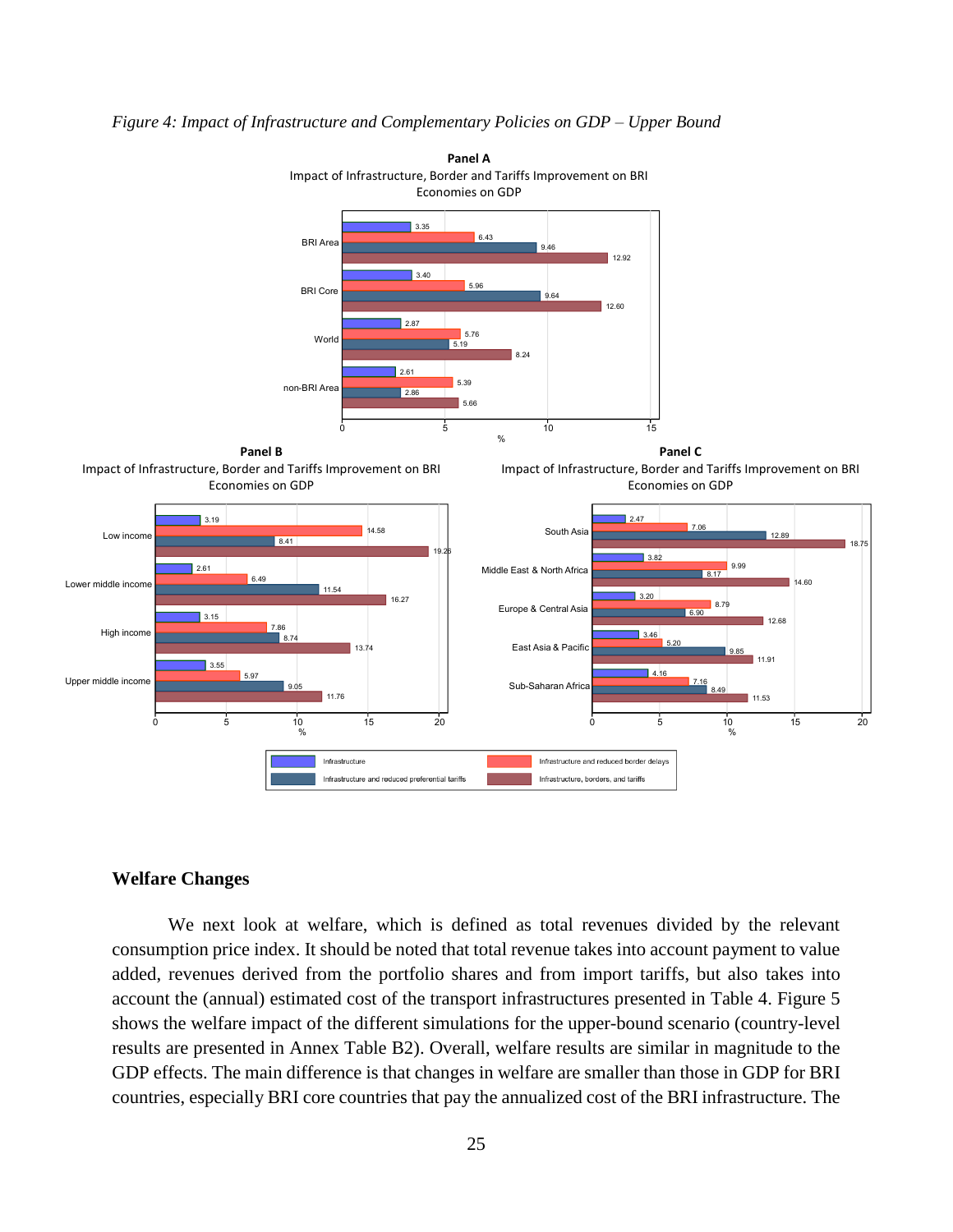*Figure 4: Impact of Infrastructure and Complementary Policies on GDP – Upper Bound*

**Panel A**
Impact of Infrastructure, Border and Tariffs Improvement on BRI Economies on GDP (%)

| | Infrastructure | Infrastructure and reduced border delays | Infrastructure and reduced preferential tariffs | Infrastructure, borders, and tariffs |
|---|---|---|---|---|
| BRI Area | 3.35 | 6.43 | 9.46 | 12.92 |
| BRI Core | 3.40 | 5.96 | 9.64 | 12.60 |
| World | 2.87 | 5.76 | 5.19 | 8.24 |
| non-BRI Area | 2.61 | 5.39 | 2.86 | 5.66 |

**Panel B**
Impact of Infrastructure, Border and Tariffs Improvement on BRI Economies on GDP (%)

| | Infrastructure | Infrastructure and reduced border delays | Infrastructure and reduced preferential tariffs | Infrastructure, borders, and tariffs |
|---|---|---|---|---|
| Low income | 3.19 | 14.58 | 8.41 | 19.26 |
| Lower middle income | 2.61 | 6.49 | 11.54 | 16.27 |
| High income | 3.15 | 7.86 | 8.74 | 13.74 |
| Upper middle income | 3.55 | 5.97 | 9.05 | 11.76 |

**Panel C**
Impact of Infrastructure, Border and Tariffs Improvement on BRI Economies on GDP (%)

| | Infrastructure | Infrastructure and reduced border delays | Infrastructure and reduced preferential tariffs | Infrastructure, borders, and tariffs |
|---|---|---|---|---|
| South Asia | 2.47 | 7.06 | 12.89 | 18.75 |
| Middle East & North Africa | 3.82 | 9.99 | 8.17 | 14.60 |
| Europe & Central Asia | 3.20 | 8.79 | 6.90 | 12.68 |
| East Asia & Pacific | 3.46 | 5.20 | 9.85 | 11.91 |
| Sub-Saharan Africa | 4.16 | 7.16 | 8.49 | 11.53 |

### Welfare Changes

We next look at welfare, which is defined as total revenues divided by the relevant consumption price index. It should be noted that total revenue takes into account payment to value added, revenues derived from the portfolio shares and from import tariffs, but also takes into account the (annual) estimated cost of the transport infrastructures presented in Table 4. Figure 5 shows the welfare impact of the different simulations for the upper-bound scenario (country-level results are presented in Annex Table B2). Overall, welfare results are similar in magnitude to the GDP effects. The main difference is that changes in welfare are smaller than those in GDP for BRI countries, especially BRI core countries that pay the annualized cost of the BRI infrastructure. The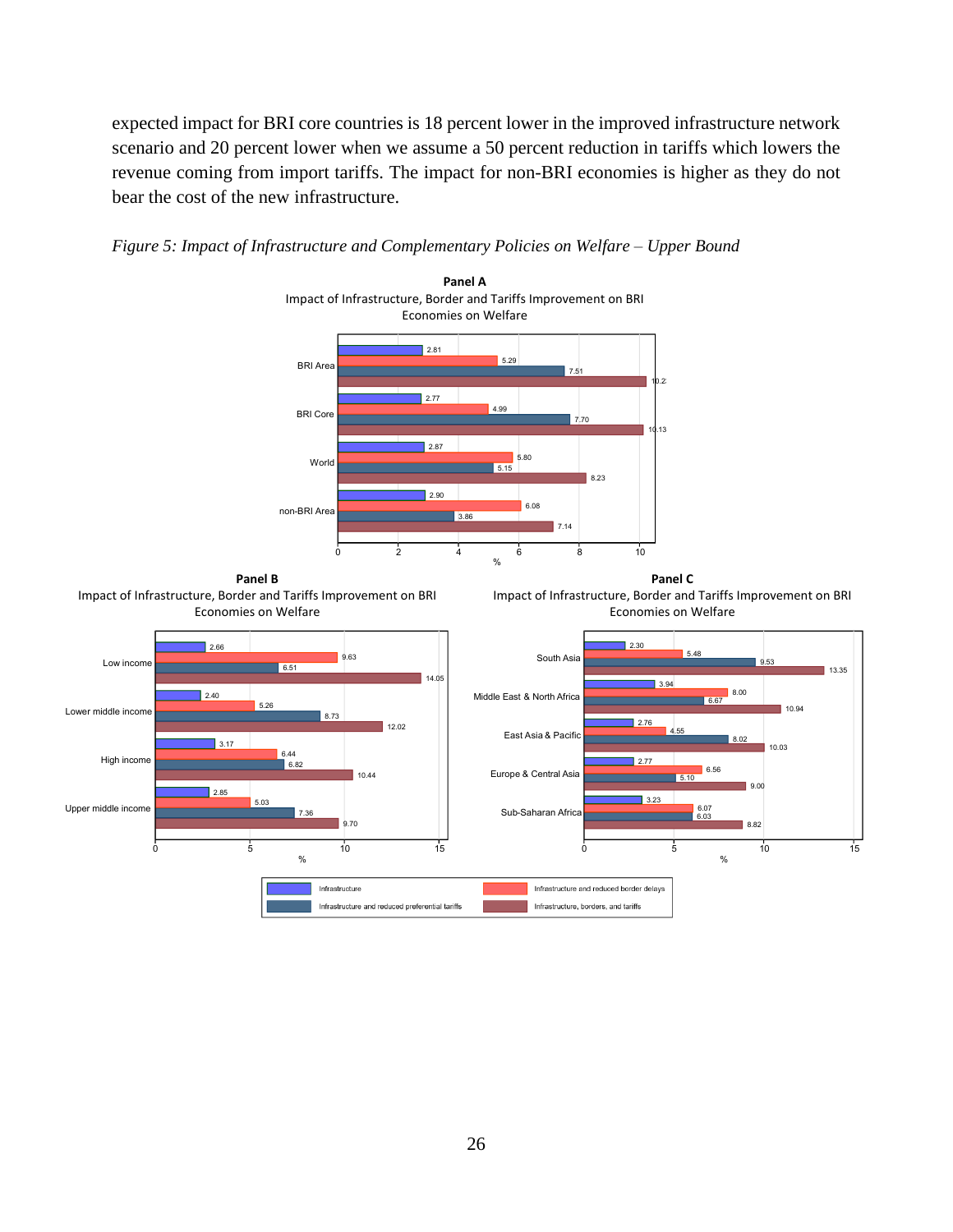expected impact for BRI core countries is 18 percent lower in the improved infrastructure network scenario and 20 percent lower when we assume a 50 percent reduction in tariffs which lowers the revenue coming from import tariffs. The impact for non-BRI economies is higher as they do not bear the cost of the new infrastructure.

*Figure 5: Impact of Infrastructure and Complementary Policies on Welfare – Upper Bound*

**Panel A**
Impact of Infrastructure, Border and Tariffs Improvement on BRI Economies on Welfare

| | Infrastructure | Infrastructure and reduced border delays | Infrastructure and reduced preferential tariffs | Infrastructure, borders, and tariffs |
|---|---|---|---|---|
| BRI Area | 2.81 | 5.29 | 7.51 | 10.2 |
| BRI Core | 2.77 | 4.99 | 7.70 | 10.13 |
| World | 2.87 | 5.80 | 5.15 | 8.23 |
| non-BRI Area | 2.90 | 6.08 | 3.86 | 7.14 |

**Panel B**
Impact of Infrastructure, Border and Tariffs Improvement on BRI Economies on Welfare

| | Infrastructure | Infrastructure and reduced border delays | Infrastructure and reduced preferential tariffs | Infrastructure, borders, and tariffs |
|---|---|---|---|---|
| Low income | 2.66 | 9.63 | 6.51 | 14.05 |
| Lower middle income | 2.40 | 5.26 | 8.73 | 12.02 |
| High income | 3.17 | 6.44 | 6.82 | 10.44 |
| Upper middle income | 2.85 | 5.03 | 7.36 | 9.70 |

**Panel C**
Impact of Infrastructure, Border and Tariffs Improvement on BRI Economies on Welfare

| | Infrastructure | Infrastructure and reduced border delays | Infrastructure and reduced preferential tariffs | Infrastructure, borders, and tariffs |
|---|---|---|---|---|
| South Asia | 2.30 | 5.48 | 9.53 | 13.35 |
| Middle East & North Africa | 3.94 | 8.00 | 6.67 | 10.94 |
| East Asia & Pacific | 2.76 | 4.55 | 8.02 | 10.03 |
| Europe & Central Asia | 2.77 | 6.56 | 5.10 | 9.00 |
| Sub-Saharan Africa | 3.23 | 6.07 | 6.03 | 8.82 |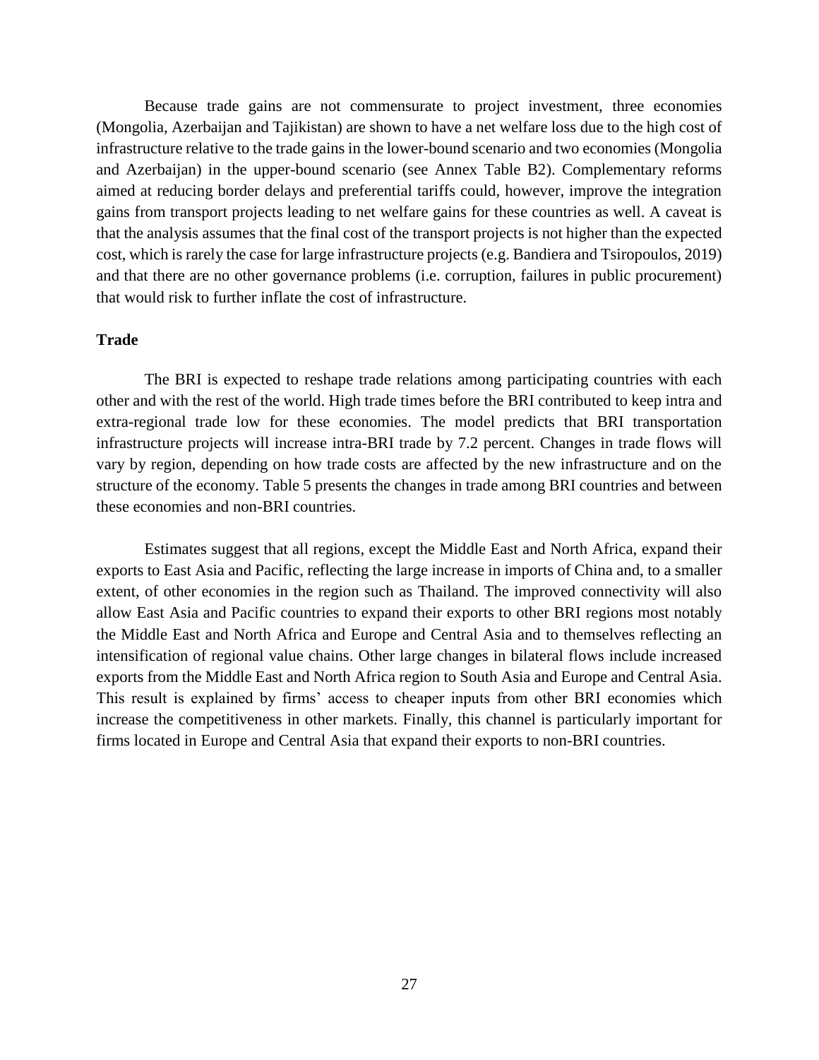Because trade gains are not commensurate to project investment, three economies (Mongolia, Azerbaijan and Tajikistan) are shown to have a net welfare loss due to the high cost of infrastructure relative to the trade gains in the lower-bound scenario and two economies (Mongolia and Azerbaijan) in the upper-bound scenario (see Annex Table B2). Complementary reforms aimed at reducing border delays and preferential tariffs could, however, improve the integration gains from transport projects leading to net welfare gains for these countries as well. A caveat is that the analysis assumes that the final cost of the transport projects is not higher than the expected cost, which is rarely the case for large infrastructure projects (e.g. Bandiera and Tsiropoulos, 2019) and that there are no other governance problems (i.e. corruption, failures in public procurement) that would risk to further inflate the cost of infrastructure.

**Trade**

The BRI is expected to reshape trade relations among participating countries with each other and with the rest of the world. High trade times before the BRI contributed to keep intra and extra-regional trade low for these economies. The model predicts that BRI transportation infrastructure projects will increase intra-BRI trade by 7.2 percent. Changes in trade flows will vary by region, depending on how trade costs are affected by the new infrastructure and on the structure of the economy. Table 5 presents the changes in trade among BRI countries and between these economies and non-BRI countries.

Estimates suggest that all regions, except the Middle East and North Africa, expand their exports to East Asia and Pacific, reflecting the large increase in imports of China and, to a smaller extent, of other economies in the region such as Thailand. The improved connectivity will also allow East Asia and Pacific countries to expand their exports to other BRI regions most notably the Middle East and North Africa and Europe and Central Asia and to themselves reflecting an intensification of regional value chains. Other large changes in bilateral flows include increased exports from the Middle East and North Africa region to South Asia and Europe and Central Asia. This result is explained by firms' access to cheaper inputs from other BRI economies which increase the competitiveness in other markets. Finally, this channel is particularly important for firms located in Europe and Central Asia that expand their exports to non-BRI countries.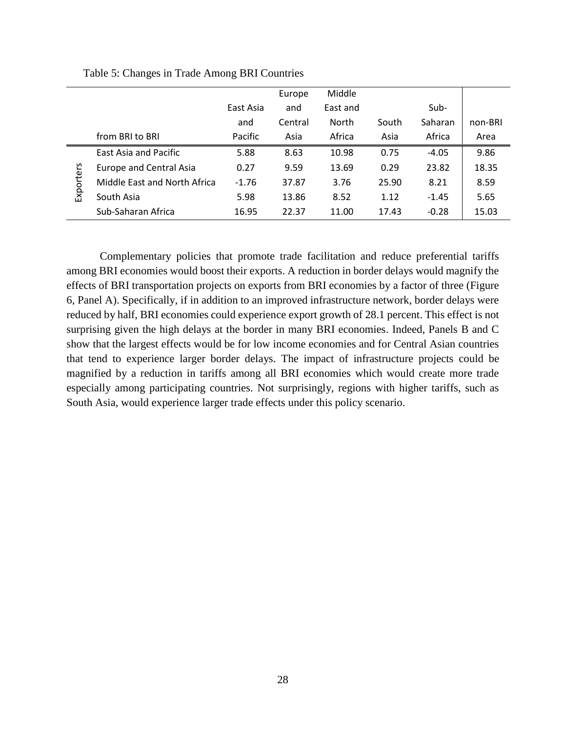Table 5: Changes in Trade Among BRI Countries

| | from BRI to BRI | East Asia and Pacific | Europe and Central Asia | Middle East and North Africa | South Asia | Sub-Saharan Africa | non-BRI Area |
|---|---|---|---|---|---|---|---|
| Exporters | East Asia and Pacific | 5.88 | 8.63 | 10.98 | 0.75 | -4.05 | 9.86 |
| | Europe and Central Asia | 0.27 | 9.59 | 13.69 | 0.29 | 23.82 | 18.35 |
| | Middle East and North Africa | -1.76 | 37.87 | 3.76 | 25.90 | 8.21 | 8.59 |
| | South Asia | 5.98 | 13.86 | 8.52 | 1.12 | -1.45 | 5.65 |
| | Sub-Saharan Africa | 16.95 | 22.37 | 11.00 | 17.43 | -0.28 | 15.03 |

Complementary policies that promote trade facilitation and reduce preferential tariffs among BRI economies would boost their exports. A reduction in border delays would magnify the effects of BRI transportation projects on exports from BRI economies by a factor of three (Figure 6, Panel A). Specifically, if in addition to an improved infrastructure network, border delays were reduced by half, BRI economies could experience export growth of 28.1 percent. This effect is not surprising given the high delays at the border in many BRI economies. Indeed, Panels B and C show that the largest effects would be for low income economies and for Central Asian countries that tend to experience larger border delays. The impact of infrastructure projects could be magnified by a reduction in tariffs among all BRI economies which would create more trade especially among participating countries. Not surprisingly, regions with higher tariffs, such as South Asia, would experience larger trade effects under this policy scenario.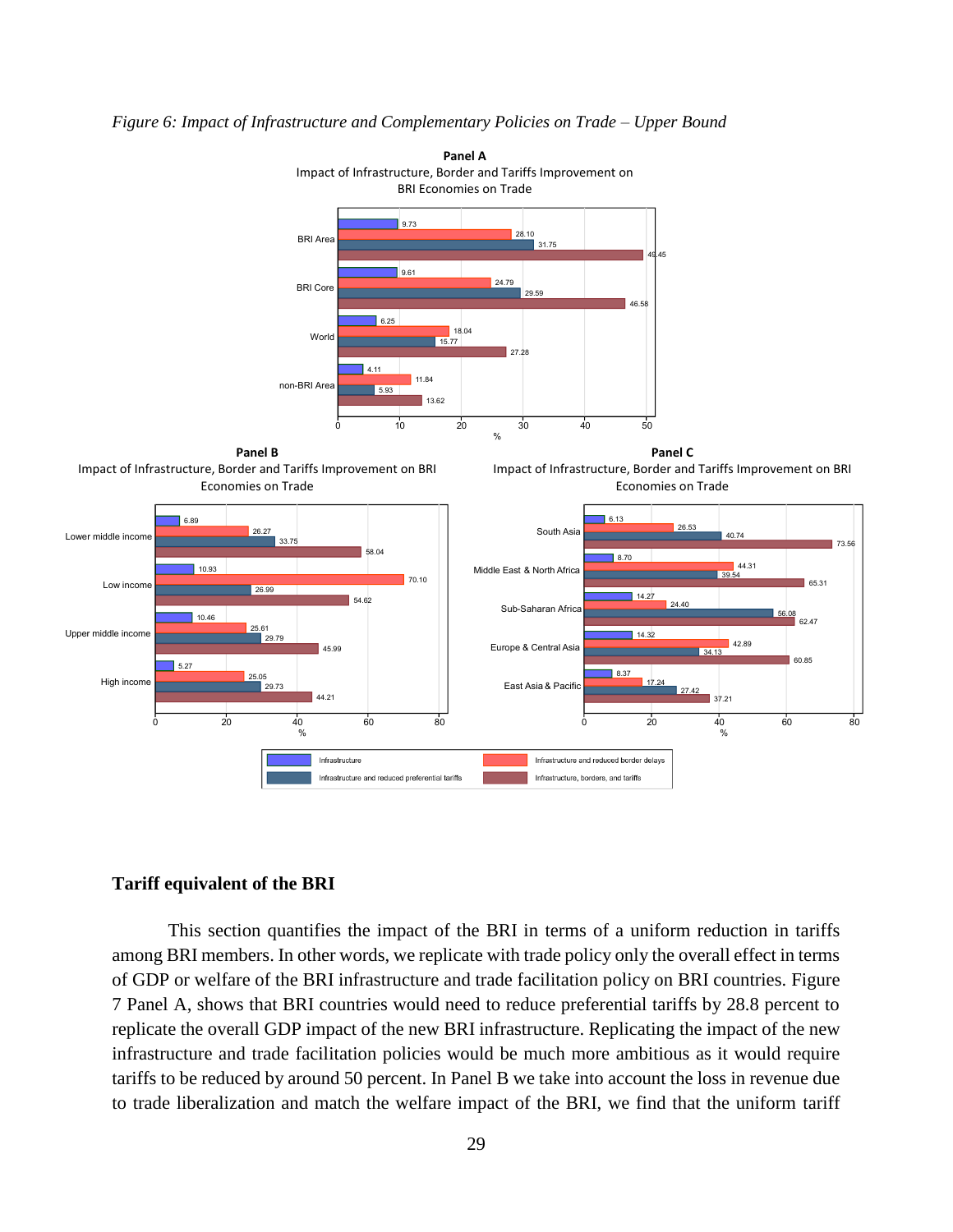*Figure 6: Impact of Infrastructure and Complementary Policies on Trade – Upper Bound*

**Panel A**
Impact of Infrastructure, Border and Tariffs Improvement on BRI Economies on Trade

| | Infrastructure | Infrastructure and reduced border delays | Infrastructure and reduced preferential tariffs | Infrastructure, borders, and tariffs |
|---|---|---|---|---|
| BRI Area | 9.73 | 28.10 | 31.75 | 49.45 |
| BRI Core | 9.61 | 24.79 | 29.59 | 46.58 |
| World | 6.25 | 18.04 | 15.77 | 27.28 |
| non-BRI Area | 4.11 | 11.84 | 5.93 | 13.62 |

**Panel B**
Impact of Infrastructure, Border and Tariffs Improvement on BRI Economies on Trade

| | Infrastructure | Infrastructure and reduced border delays | Infrastructure and reduced preferential tariffs | Infrastructure, borders, and tariffs |
|---|---|---|---|---|
| Lower middle income | 6.89 | 26.27 | 33.75 | 58.04 |
| Low income | 10.93 | 70.10 | 26.99 | 54.62 |
| Upper middle income | 10.46 | 25.61 | 29.79 | 45.99 |
| High income | 5.27 | 25.05 | 29.73 | 44.21 |

**Panel C**
Impact of Infrastructure, Border and Tariffs Improvement on BRI Economies on Trade

| | Infrastructure | Infrastructure and reduced border delays | Infrastructure and reduced preferential tariffs | Infrastructure, borders, and tariffs |
|---|---|---|---|---|
| South Asia | 6.13 | 26.53 | 40.74 | 73.56 |
| Middle East & North Africa | 8.70 | 44.31 | 39.54 | 65.31 |
| Sub-Saharan Africa | 14.27 | 24.40 | 56.08 | 62.47 |
| Europe & Central Asia | 14.32 | 42.89 | 34.13 | 60.85 |
| East Asia & Pacific | 8.37 | 17.24 | 27.42 | 37.21 |

### Tariff equivalent of the BRI

This section quantifies the impact of the BRI in terms of a uniform reduction in tariffs among BRI members. In other words, we replicate with trade policy only the overall effect in terms of GDP or welfare of the BRI infrastructure and trade facilitation policy on BRI countries. Figure 7 Panel A, shows that BRI countries would need to reduce preferential tariffs by 28.8 percent to replicate the overall GDP impact of the new BRI infrastructure. Replicating the impact of the new infrastructure and trade facilitation policies would be much more ambitious as it would require tariffs to be reduced by around 50 percent. In Panel B we take into account the loss in revenue due to trade liberalization and match the welfare impact of the BRI, we find that the uniform tariff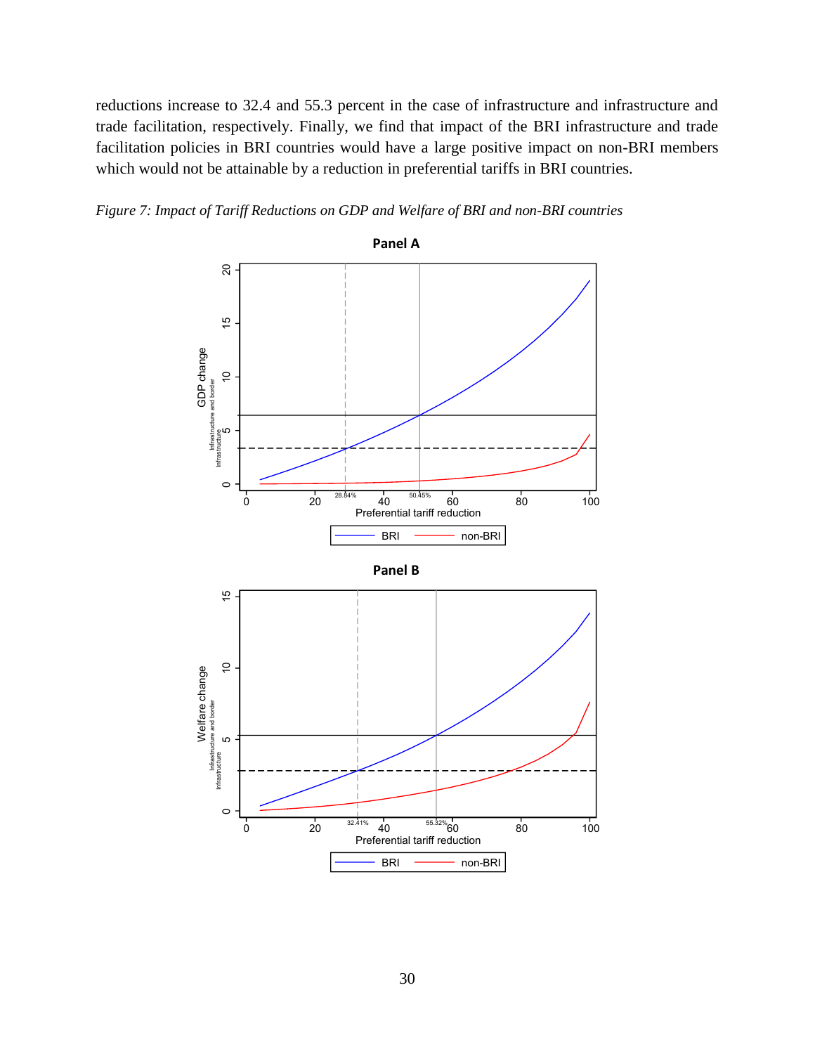reductions increase to 32.4 and 55.3 percent in the case of infrastructure and infrastructure and trade facilitation, respectively. Finally, we find that impact of the BRI infrastructure and trade facilitation policies in BRI countries would have a large positive impact on non-BRI members which would not be attainable by a reduction in preferential tariffs in BRI countries.

*Figure 7: Impact of Tariff Reductions on GDP and Welfare of BRI and non-BRI countries*

**Panel A**

**Panel B**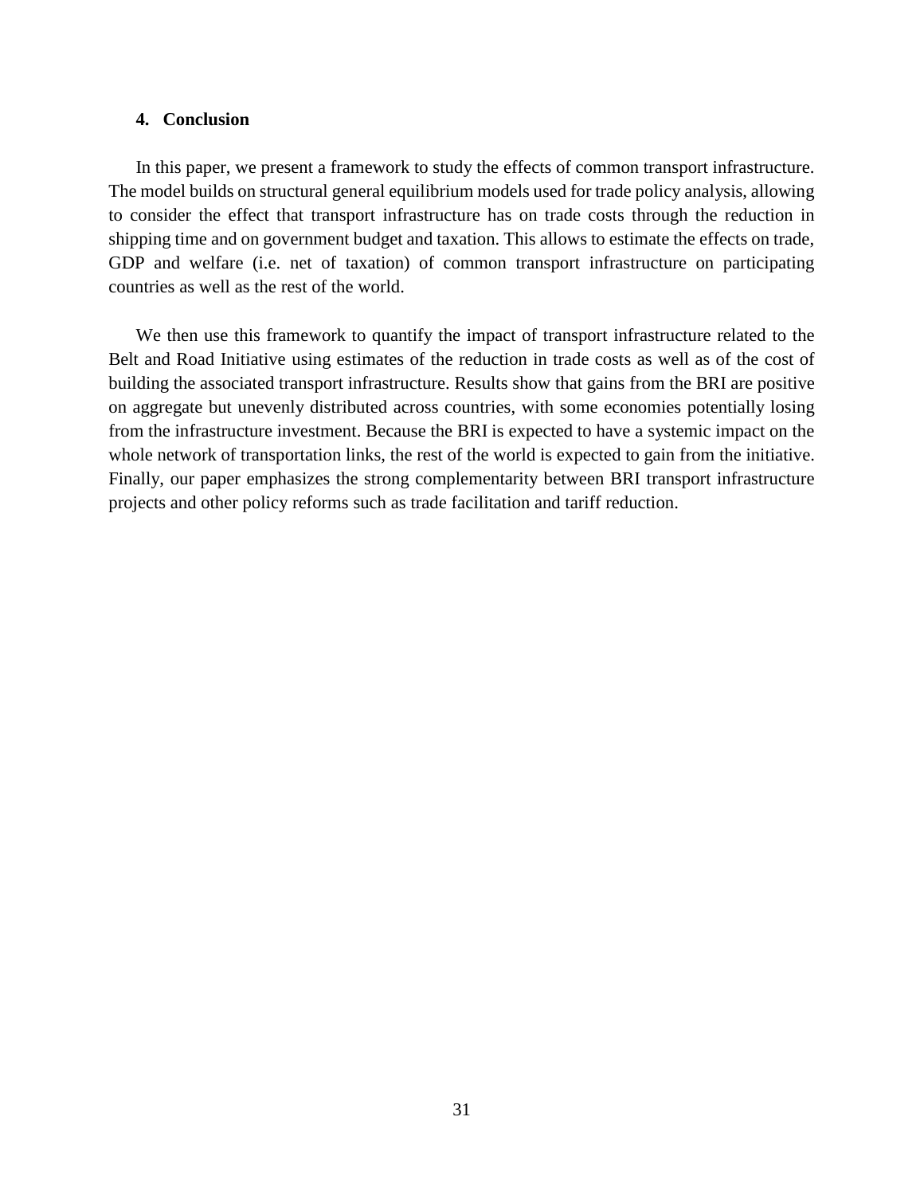## 4. Conclusion

In this paper, we present a framework to study the effects of common transport infrastructure. The model builds on structural general equilibrium models used for trade policy analysis, allowing to consider the effect that transport infrastructure has on trade costs through the reduction in shipping time and on government budget and taxation. This allows to estimate the effects on trade, GDP and welfare (i.e. net of taxation) of common transport infrastructure on participating countries as well as the rest of the world.

We then use this framework to quantify the impact of transport infrastructure related to the Belt and Road Initiative using estimates of the reduction in trade costs as well as of the cost of building the associated transport infrastructure. Results show that gains from the BRI are positive on aggregate but unevenly distributed across countries, with some economies potentially losing from the infrastructure investment. Because the BRI is expected to have a systemic impact on the whole network of transportation links, the rest of the world is expected to gain from the initiative. Finally, our paper emphasizes the strong complementarity between BRI transport infrastructure projects and other policy reforms such as trade facilitation and tariff reduction.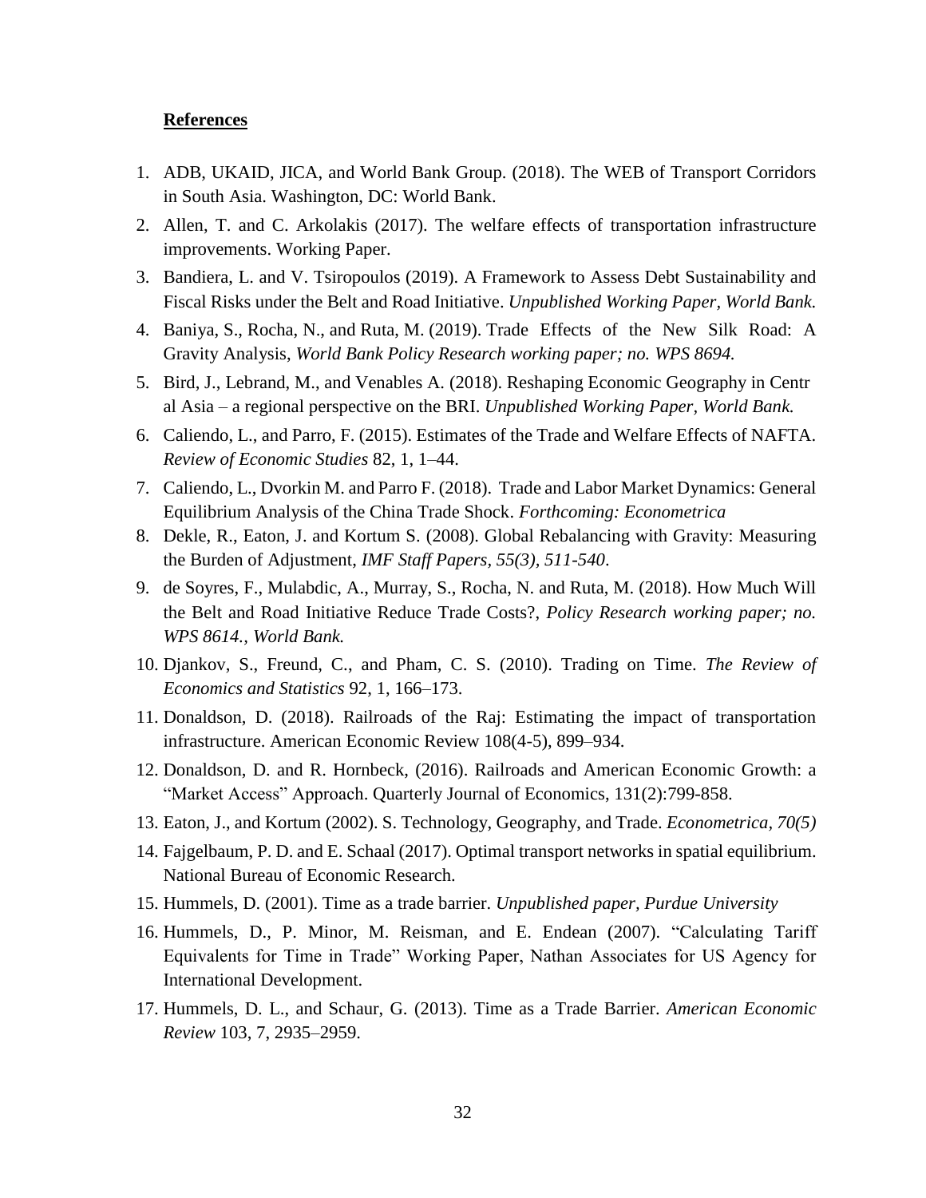**References**

1. ADB, UKAID, JICA, and World Bank Group. (2018). The WEB of Transport Corridors in South Asia. Washington, DC: World Bank.
2. Allen, T. and C. Arkolakis (2017). The welfare effects of transportation infrastructure improvements. Working Paper.
3. Bandiera, L. and V. Tsiropoulos (2019). A Framework to Assess Debt Sustainability and Fiscal Risks under the Belt and Road Initiative. *Unpublished Working Paper, World Bank.*
4. Baniya, S., Rocha, N., and Ruta, M. (2019). Trade Effects of the New Silk Road: A Gravity Analysis, *World Bank Policy Research working paper; no. WPS 8694.*
5. Bird, J., Lebrand, M., and Venables A. (2018). Reshaping Economic Geography in Central Asia – a regional perspective on the BRI. *Unpublished Working Paper, World Bank.*
6. Caliendo, L., and Parro, F. (2015). Estimates of the Trade and Welfare Effects of NAFTA. *Review of Economic Studies* 82, 1, 1–44.
7. Caliendo, L., Dvorkin M. and Parro F. (2018). Trade and Labor Market Dynamics: General Equilibrium Analysis of the China Trade Shock. *Forthcoming: Econometrica*
8. Dekle, R., Eaton, J. and Kortum S. (2008). Global Rebalancing with Gravity: Measuring the Burden of Adjustment, *IMF Staff Papers, 55(3), 511-540*.
9. de Soyres, F., Mulabdic, A., Murray, S., Rocha, N. and Ruta, M. (2018). How Much Will the Belt and Road Initiative Reduce Trade Costs?, *Policy Research working paper; no. WPS 8614., World Bank.*
10. Djankov, S., Freund, C., and Pham, C. S. (2010). Trading on Time. *The Review of Economics and Statistics* 92, 1, 166–173.
11. Donaldson, D. (2018). Railroads of the Raj: Estimating the impact of transportation infrastructure. American Economic Review 108(4-5), 899–934.
12. Donaldson, D. and R. Hornbeck, (2016). Railroads and American Economic Growth: a "Market Access" Approach. Quarterly Journal of Economics, 131(2):799-858.
13. Eaton, J., and Kortum (2002). S. Technology, Geography, and Trade. *Econometrica, 70(5)*
14. Fajgelbaum, P. D. and E. Schaal (2017). Optimal transport networks in spatial equilibrium. National Bureau of Economic Research.
15. Hummels, D. (2001). Time as a trade barrier. *Unpublished paper, Purdue University*
16. Hummels, D., P. Minor, M. Reisman, and E. Endean (2007). "Calculating Tariff Equivalents for Time in Trade" Working Paper, Nathan Associates for US Agency for International Development.
17. Hummels, D. L., and Schaur, G. (2013). Time as a Trade Barrier. *American Economic Review* 103, 7, 2935–2959.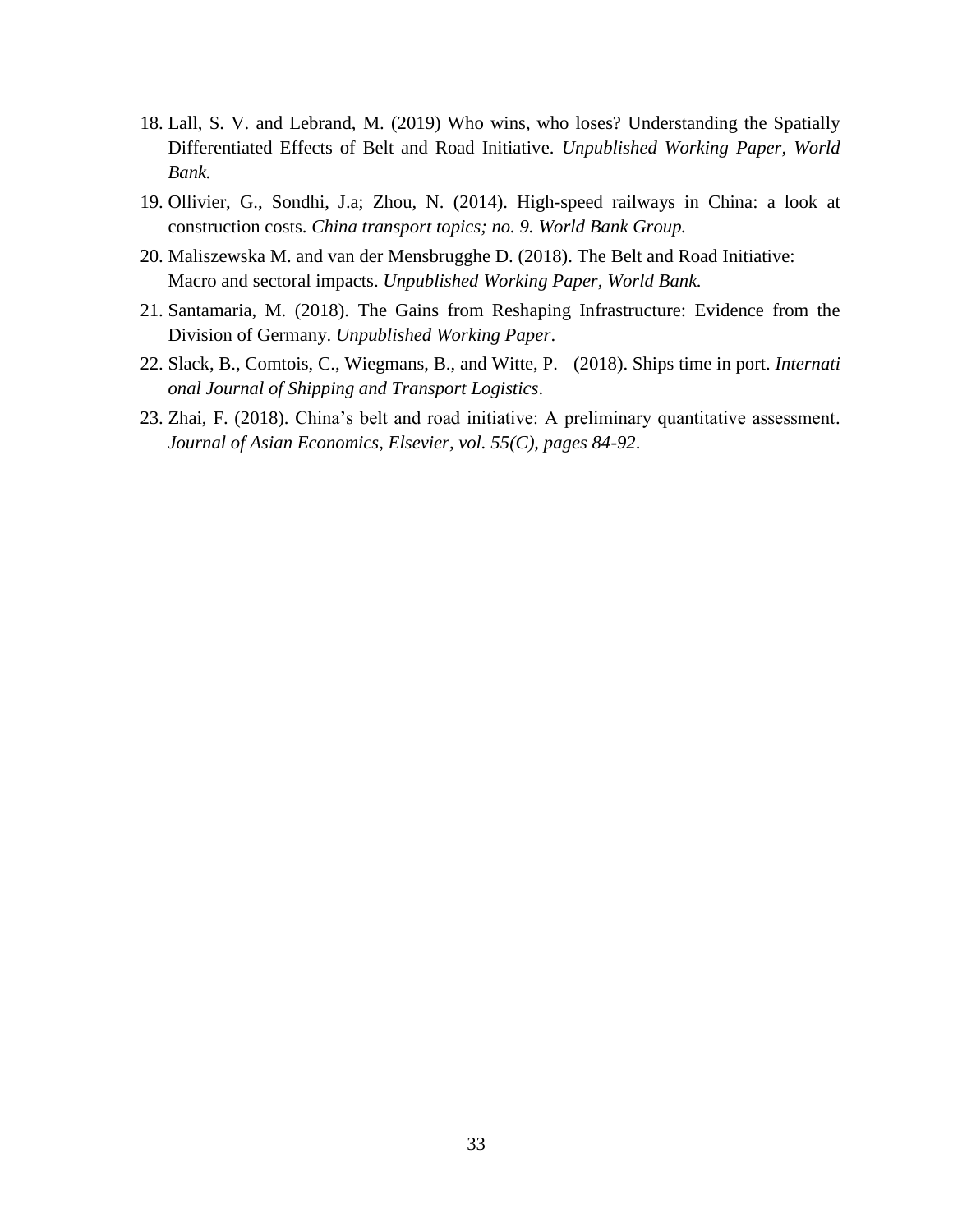18. Lall, S. V. and Lebrand, M. (2019) Who wins, who loses? Understanding the Spatially Differentiated Effects of Belt and Road Initiative. *Unpublished Working Paper, World Bank.*
19. Ollivier, G., Sondhi, J.a; Zhou, N. (2014). High-speed railways in China: a look at construction costs. *China transport topics; no. 9. World Bank Group.*
20. Maliszewska M. and van der Mensbrugghe D. (2018). The Belt and Road Initiative: Macro and sectoral impacts. *Unpublished Working Paper, World Bank.*
21. Santamaria, M. (2018). The Gains from Reshaping Infrastructure: Evidence from the Division of Germany. *Unpublished Working Paper*.
22. Slack, B., Comtois, C., Wiegmans, B., and Witte, P. (2018). Ships time in port. *International Journal of Shipping and Transport Logistics*.
23. Zhai, F. (2018). China's belt and road initiative: A preliminary quantitative assessment. *Journal of Asian Economics, Elsevier, vol. 55(C), pages 84-92*.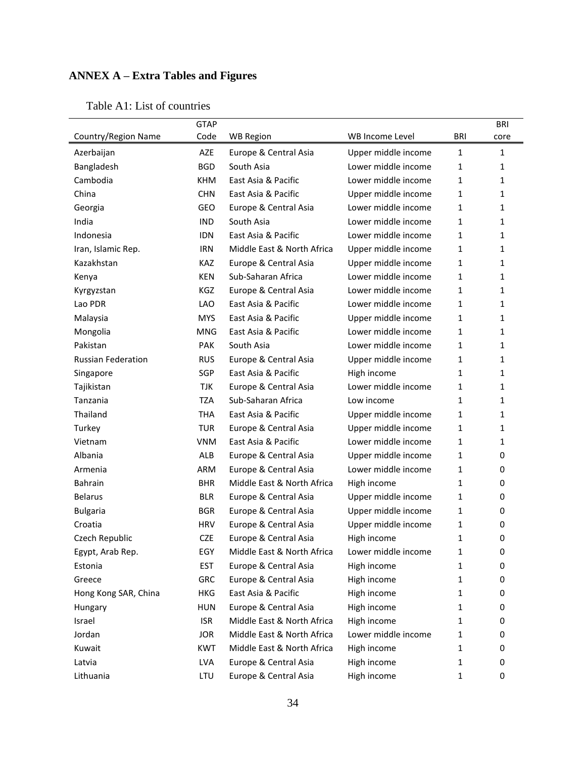## ANNEX A – Extra Tables and Figures

Table A1: List of countries

| Country/Region Name | GTAP Code | WB Region | WB Income Level | BRI | BRI core |
|---|---|---|---|---|---|
| Azerbaijan | AZE | Europe & Central Asia | Upper middle income | 1 | 1 |
| Bangladesh | BGD | South Asia | Lower middle income | 1 | 1 |
| Cambodia | KHM | East Asia & Pacific | Lower middle income | 1 | 1 |
| China | CHN | East Asia & Pacific | Upper middle income | 1 | 1 |
| Georgia | GEO | Europe & Central Asia | Lower middle income | 1 | 1 |
| India | IND | South Asia | Lower middle income | 1 | 1 |
| Indonesia | IDN | East Asia & Pacific | Lower middle income | 1 | 1 |
| Iran, Islamic Rep. | IRN | Middle East & North Africa | Upper middle income | 1 | 1 |
| Kazakhstan | KAZ | Europe & Central Asia | Upper middle income | 1 | 1 |
| Kenya | KEN | Sub-Saharan Africa | Lower middle income | 1 | 1 |
| Kyrgyzstan | KGZ | Europe & Central Asia | Lower middle income | 1 | 1 |
| Lao PDR | LAO | East Asia & Pacific | Lower middle income | 1 | 1 |
| Malaysia | MYS | East Asia & Pacific | Upper middle income | 1 | 1 |
| Mongolia | MNG | East Asia & Pacific | Lower middle income | 1 | 1 |
| Pakistan | PAK | South Asia | Lower middle income | 1 | 1 |
| Russian Federation | RUS | Europe & Central Asia | Upper middle income | 1 | 1 |
| Singapore | SGP | East Asia & Pacific | High income | 1 | 1 |
| Tajikistan | TJK | Europe & Central Asia | Lower middle income | 1 | 1 |
| Tanzania | TZA | Sub-Saharan Africa | Low income | 1 | 1 |
| Thailand | THA | East Asia & Pacific | Upper middle income | 1 | 1 |
| Turkey | TUR | Europe & Central Asia | Upper middle income | 1 | 1 |
| Vietnam | VNM | East Asia & Pacific | Lower middle income | 1 | 1 |
| Albania | ALB | Europe & Central Asia | Upper middle income | 1 | 0 |
| Armenia | ARM | Europe & Central Asia | Lower middle income | 1 | 0 |
| Bahrain | BHR | Middle East & North Africa | High income | 1 | 0 |
| Belarus | BLR | Europe & Central Asia | Upper middle income | 1 | 0 |
| Bulgaria | BGR | Europe & Central Asia | Upper middle income | 1 | 0 |
| Croatia | HRV | Europe & Central Asia | Upper middle income | 1 | 0 |
| Czech Republic | CZE | Europe & Central Asia | High income | 1 | 0 |
| Egypt, Arab Rep. | EGY | Middle East & North Africa | Lower middle income | 1 | 0 |
| Estonia | EST | Europe & Central Asia | High income | 1 | 0 |
| Greece | GRC | Europe & Central Asia | High income | 1 | 0 |
| Hong Kong SAR, China | HKG | East Asia & Pacific | High income | 1 | 0 |
| Hungary | HUN | Europe & Central Asia | High income | 1 | 0 |
| Israel | ISR | Middle East & North Africa | High income | 1 | 0 |
| Jordan | JOR | Middle East & North Africa | Lower middle income | 1 | 0 |
| Kuwait | KWT | Middle East & North Africa | High income | 1 | 0 |
| Latvia | LVA | Europe & Central Asia | High income | 1 | 0 |
| Lithuania | LTU | Europe & Central Asia | High income | 1 | 0 |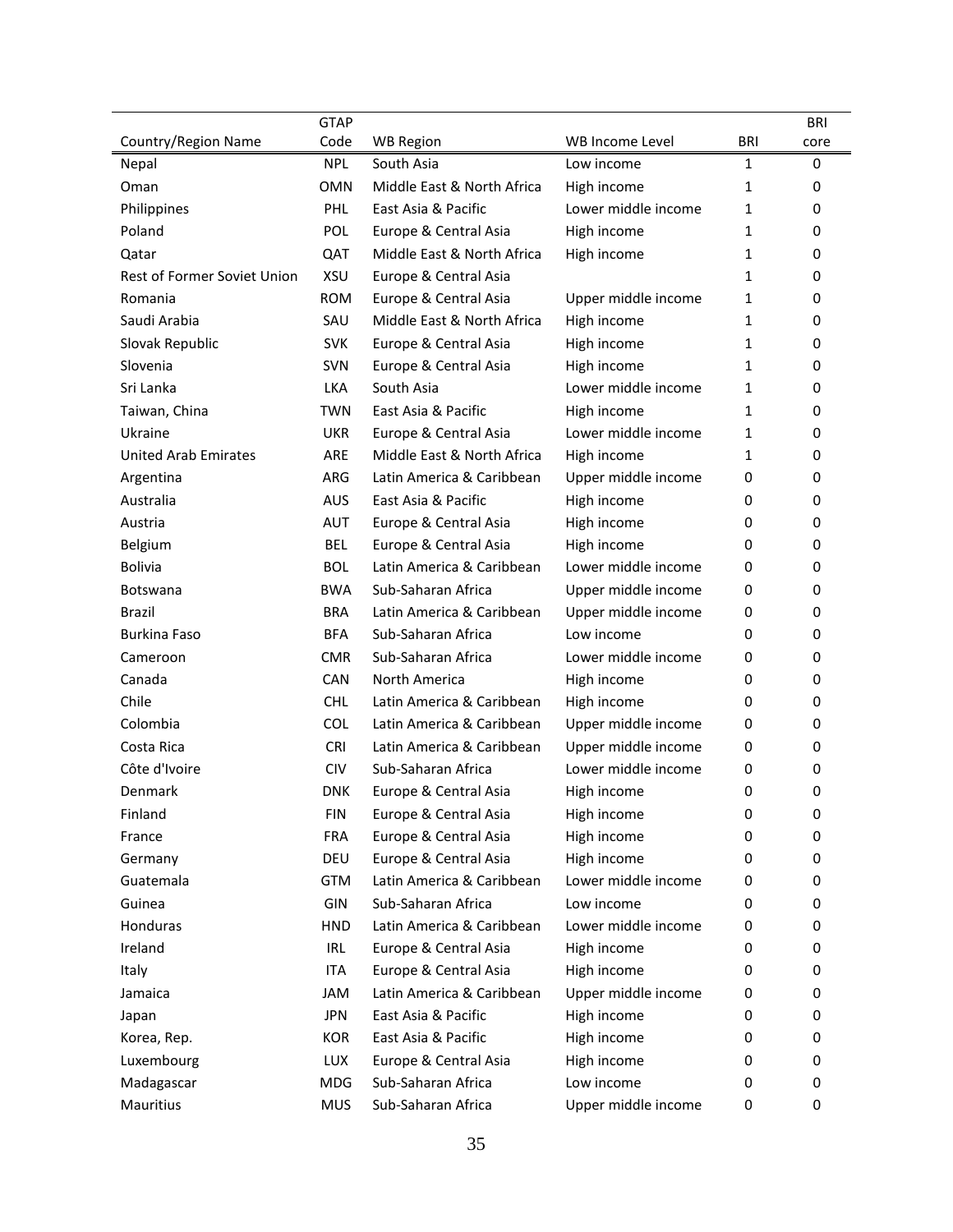| Country/Region Name | GTAP Code | WB Region | WB Income Level | BRI | BRI core |
|---|---|---|---|---|---|
| Nepal | NPL | South Asia | Low income | 1 | 0 |
| Oman | OMN | Middle East & North Africa | High income | 1 | 0 |
| Philippines | PHL | East Asia & Pacific | Lower middle income | 1 | 0 |
| Poland | POL | Europe & Central Asia | High income | 1 | 0 |
| Qatar | QAT | Middle East & North Africa | High income | 1 | 0 |
| Rest of Former Soviet Union | XSU | Europe & Central Asia | | 1 | 0 |
| Romania | ROM | Europe & Central Asia | Upper middle income | 1 | 0 |
| Saudi Arabia | SAU | Middle East & North Africa | High income | 1 | 0 |
| Slovak Republic | SVK | Europe & Central Asia | High income | 1 | 0 |
| Slovenia | SVN | Europe & Central Asia | High income | 1 | 0 |
| Sri Lanka | LKA | South Asia | Lower middle income | 1 | 0 |
| Taiwan, China | TWN | East Asia & Pacific | High income | 1 | 0 |
| Ukraine | UKR | Europe & Central Asia | Lower middle income | 1 | 0 |
| United Arab Emirates | ARE | Middle East & North Africa | High income | 1 | 0 |
| Argentina | ARG | Latin America & Caribbean | Upper middle income | 0 | 0 |
| Australia | AUS | East Asia & Pacific | High income | 0 | 0 |
| Austria | AUT | Europe & Central Asia | High income | 0 | 0 |
| Belgium | BEL | Europe & Central Asia | High income | 0 | 0 |
| Bolivia | BOL | Latin America & Caribbean | Lower middle income | 0 | 0 |
| Botswana | BWA | Sub-Saharan Africa | Upper middle income | 0 | 0 |
| Brazil | BRA | Latin America & Caribbean | Upper middle income | 0 | 0 |
| Burkina Faso | BFA | Sub-Saharan Africa | Low income | 0 | 0 |
| Cameroon | CMR | Sub-Saharan Africa | Lower middle income | 0 | 0 |
| Canada | CAN | North America | High income | 0 | 0 |
| Chile | CHL | Latin America & Caribbean | High income | 0 | 0 |
| Colombia | COL | Latin America & Caribbean | Upper middle income | 0 | 0 |
| Costa Rica | CRI | Latin America & Caribbean | Upper middle income | 0 | 0 |
| Côte d'Ivoire | CIV | Sub-Saharan Africa | Lower middle income | 0 | 0 |
| Denmark | DNK | Europe & Central Asia | High income | 0 | 0 |
| Finland | FIN | Europe & Central Asia | High income | 0 | 0 |
| France | FRA | Europe & Central Asia | High income | 0 | 0 |
| Germany | DEU | Europe & Central Asia | High income | 0 | 0 |
| Guatemala | GTM | Latin America & Caribbean | Lower middle income | 0 | 0 |
| Guinea | GIN | Sub-Saharan Africa | Low income | 0 | 0 |
| Honduras | HND | Latin America & Caribbean | Lower middle income | 0 | 0 |
| Ireland | IRL | Europe & Central Asia | High income | 0 | 0 |
| Italy | ITA | Europe & Central Asia | High income | 0 | 0 |
| Jamaica | JAM | Latin America & Caribbean | Upper middle income | 0 | 0 |
| Japan | JPN | East Asia & Pacific | High income | 0 | 0 |
| Korea, Rep. | KOR | East Asia & Pacific | High income | 0 | 0 |
| Luxembourg | LUX | Europe & Central Asia | High income | 0 | 0 |
| Madagascar | MDG | Sub-Saharan Africa | Low income | 0 | 0 |
| Mauritius | MUS | Sub-Saharan Africa | Upper middle income | 0 | 0 |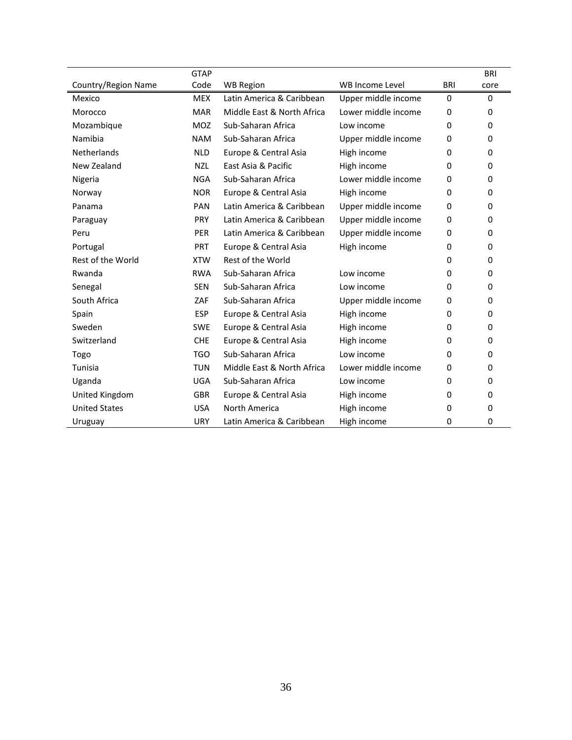| Country/Region Name | GTAP Code | WB Region | WB Income Level | BRI | BRI core |
|---|---|---|---|---|---|
| Mexico | MEX | Latin America & Caribbean | Upper middle income | 0 | 0 |
| Morocco | MAR | Middle East & North Africa | Lower middle income | 0 | 0 |
| Mozambique | MOZ | Sub-Saharan Africa | Low income | 0 | 0 |
| Namibia | NAM | Sub-Saharan Africa | Upper middle income | 0 | 0 |
| Netherlands | NLD | Europe & Central Asia | High income | 0 | 0 |
| New Zealand | NZL | East Asia & Pacific | High income | 0 | 0 |
| Nigeria | NGA | Sub-Saharan Africa | Lower middle income | 0 | 0 |
| Norway | NOR | Europe & Central Asia | High income | 0 | 0 |
| Panama | PAN | Latin America & Caribbean | Upper middle income | 0 | 0 |
| Paraguay | PRY | Latin America & Caribbean | Upper middle income | 0 | 0 |
| Peru | PER | Latin America & Caribbean | Upper middle income | 0 | 0 |
| Portugal | PRT | Europe & Central Asia | High income | 0 | 0 |
| Rest of the World | XTW | Rest of the World | | 0 | 0 |
| Rwanda | RWA | Sub-Saharan Africa | Low income | 0 | 0 |
| Senegal | SEN | Sub-Saharan Africa | Low income | 0 | 0 |
| South Africa | ZAF | Sub-Saharan Africa | Upper middle income | 0 | 0 |
| Spain | ESP | Europe & Central Asia | High income | 0 | 0 |
| Sweden | SWE | Europe & Central Asia | High income | 0 | 0 |
| Switzerland | CHE | Europe & Central Asia | High income | 0 | 0 |
| Togo | TGO | Sub-Saharan Africa | Low income | 0 | 0 |
| Tunisia | TUN | Middle East & North Africa | Lower middle income | 0 | 0 |
| Uganda | UGA | Sub-Saharan Africa | Low income | 0 | 0 |
| United Kingdom | GBR | Europe & Central Asia | High income | 0 | 0 |
| United States | USA | North America | High income | 0 | 0 |
| Uruguay | URY | Latin America & Caribbean | High income | 0 | 0 |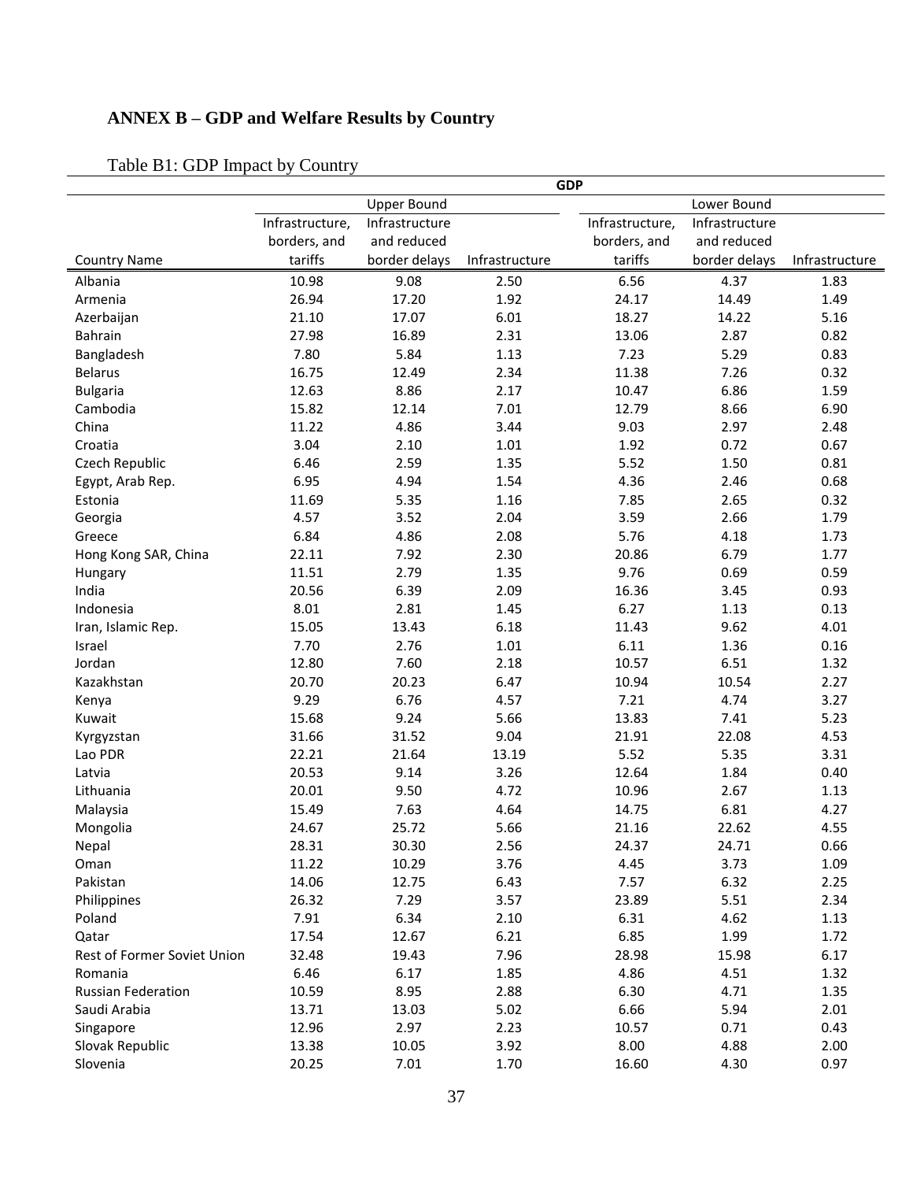## ANNEX B – GDP and Welfare Results by Country

Table B1: GDP Impact by Country

| | GDP | | | | | |
|---|---|---|---|---|---|---|
| | Upper Bound | | | Lower Bound | | |
| Country Name | Infrastructure, borders, and tariffs | Infrastructure and reduced border delays | Infrastructure | Infrastructure, borders, and tariffs | Infrastructure and reduced border delays | Infrastructure |
| Albania | 10.98 | 9.08 | 2.50 | 6.56 | 4.37 | 1.83 |
| Armenia | 26.94 | 17.20 | 1.92 | 24.17 | 14.49 | 1.49 |
| Azerbaijan | 21.10 | 17.07 | 6.01 | 18.27 | 14.22 | 5.16 |
| Bahrain | 27.98 | 16.89 | 2.31 | 13.06 | 2.87 | 0.82 |
| Bangladesh | 7.80 | 5.84 | 1.13 | 7.23 | 5.29 | 0.83 |
| Belarus | 16.75 | 12.49 | 2.34 | 11.38 | 7.26 | 0.32 |
| Bulgaria | 12.63 | 8.86 | 2.17 | 10.47 | 6.86 | 1.59 |
| Cambodia | 15.82 | 12.14 | 7.01 | 12.79 | 8.66 | 6.90 |
| China | 11.22 | 4.86 | 3.44 | 9.03 | 2.97 | 2.48 |
| Croatia | 3.04 | 2.10 | 1.01 | 1.92 | 0.72 | 0.67 |
| Czech Republic | 6.46 | 2.59 | 1.35 | 5.52 | 1.50 | 0.81 |
| Egypt, Arab Rep. | 6.95 | 4.94 | 1.54 | 4.36 | 2.46 | 0.68 |
| Estonia | 11.69 | 5.35 | 1.16 | 7.85 | 2.65 | 0.32 |
| Georgia | 4.57 | 3.52 | 2.04 | 3.59 | 2.66 | 1.79 |
| Greece | 6.84 | 4.86 | 2.08 | 5.76 | 4.18 | 1.73 |
| Hong Kong SAR, China | 22.11 | 7.92 | 2.30 | 20.86 | 6.79 | 1.77 |
| Hungary | 11.51 | 2.79 | 1.35 | 9.76 | 0.69 | 0.59 |
| India | 20.56 | 6.39 | 2.09 | 16.36 | 3.45 | 0.93 |
| Indonesia | 8.01 | 2.81 | 1.45 | 6.27 | 1.13 | 0.13 |
| Iran, Islamic Rep. | 15.05 | 13.43 | 6.18 | 11.43 | 9.62 | 4.01 |
| Israel | 7.70 | 2.76 | 1.01 | 6.11 | 1.36 | 0.16 |
| Jordan | 12.80 | 7.60 | 2.18 | 10.57 | 6.51 | 1.32 |
| Kazakhstan | 20.70 | 20.23 | 6.47 | 10.94 | 10.54 | 2.27 |
| Kenya | 9.29 | 6.76 | 4.57 | 7.21 | 4.74 | 3.27 |
| Kuwait | 15.68 | 9.24 | 5.66 | 13.83 | 7.41 | 5.23 |
| Kyrgyzstan | 31.66 | 31.52 | 9.04 | 21.91 | 22.08 | 4.53 |
| Lao PDR | 22.21 | 21.64 | 13.19 | 5.52 | 5.35 | 3.31 |
| Latvia | 20.53 | 9.14 | 3.26 | 12.64 | 1.84 | 0.40 |
| Lithuania | 20.01 | 9.50 | 4.72 | 10.96 | 2.67 | 1.13 |
| Malaysia | 15.49 | 7.63 | 4.64 | 14.75 | 6.81 | 4.27 |
| Mongolia | 24.67 | 25.72 | 5.66 | 21.16 | 22.62 | 4.55 |
| Nepal | 28.31 | 30.30 | 2.56 | 24.37 | 24.71 | 0.66 |
| Oman | 11.22 | 10.29 | 3.76 | 4.45 | 3.73 | 1.09 |
| Pakistan | 14.06 | 12.75 | 6.43 | 7.57 | 6.32 | 2.25 |
| Philippines | 26.32 | 7.29 | 3.57 | 23.89 | 5.51 | 2.34 |
| Poland | 7.91 | 6.34 | 2.10 | 6.31 | 4.62 | 1.13 |
| Qatar | 17.54 | 12.67 | 6.21 | 6.85 | 1.99 | 1.72 |
| Rest of Former Soviet Union | 32.48 | 19.43 | 7.96 | 28.98 | 15.98 | 6.17 |
| Romania | 6.46 | 6.17 | 1.85 | 4.86 | 4.51 | 1.32 |
| Russian Federation | 10.59 | 8.95 | 2.88 | 6.30 | 4.71 | 1.35 |
| Saudi Arabia | 13.71 | 13.03 | 5.02 | 6.66 | 5.94 | 2.01 |
| Singapore | 12.96 | 2.97 | 2.23 | 10.57 | 0.71 | 0.43 |
| Slovak Republic | 13.38 | 10.05 | 3.92 | 8.00 | 4.88 | 2.00 |
| Slovenia | 20.25 | 7.01 | 1.70 | 16.60 | 4.30 | 0.97 |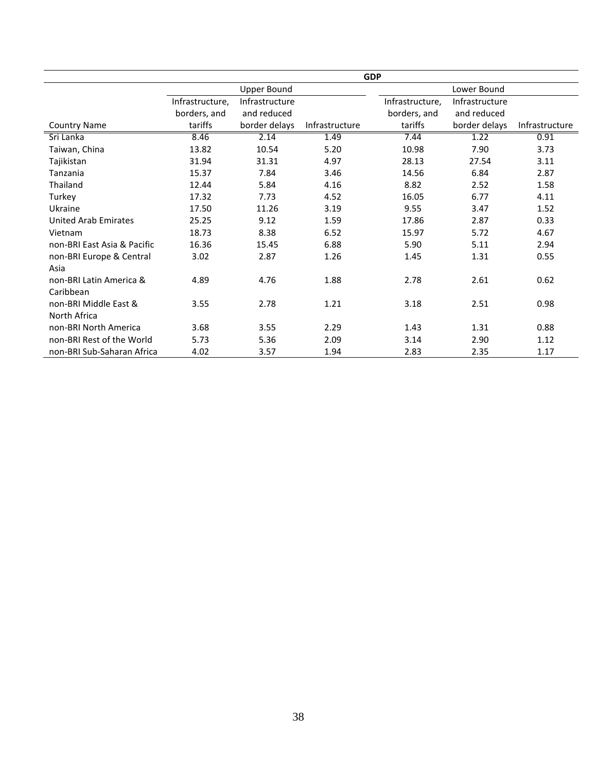| | GDP | | | | | |
|---|---|---|---|---|---|---|
| | Upper Bound | | | Lower Bound | | |
| Country Name | Infrastructure, borders, and tariffs | Infrastructure and reduced border delays | Infrastructure | Infrastructure, borders, and tariffs | Infrastructure and reduced border delays | Infrastructure |
| Sri Lanka | 8.46 | 2.14 | 1.49 | 7.44 | 1.22 | 0.91 |
| Taiwan, China | 13.82 | 10.54 | 5.20 | 10.98 | 7.90 | 3.73 |
| Tajikistan | 31.94 | 31.31 | 4.97 | 28.13 | 27.54 | 3.11 |
| Tanzania | 15.37 | 7.84 | 3.46 | 14.56 | 6.84 | 2.87 |
| Thailand | 12.44 | 5.84 | 4.16 | 8.82 | 2.52 | 1.58 |
| Turkey | 17.32 | 7.73 | 4.52 | 16.05 | 6.77 | 4.11 |
| Ukraine | 17.50 | 11.26 | 3.19 | 9.55 | 3.47 | 1.52 |
| United Arab Emirates | 25.25 | 9.12 | 1.59 | 17.86 | 2.87 | 0.33 |
| Vietnam | 18.73 | 8.38 | 6.52 | 15.97 | 5.72 | 4.67 |
| non-BRI East Asia & Pacific | 16.36 | 15.45 | 6.88 | 5.90 | 5.11 | 2.94 |
| non-BRI Europe & Central Asia | 3.02 | 2.87 | 1.26 | 1.45 | 1.31 | 0.55 |
| non-BRI Latin America & Caribbean | 4.89 | 4.76 | 1.88 | 2.78 | 2.61 | 0.62 |
| non-BRI Middle East & North Africa | 3.55 | 2.78 | 1.21 | 3.18 | 2.51 | 0.98 |
| non-BRI North America | 3.68 | 3.55 | 2.29 | 1.43 | 1.31 | 0.88 |
| non-BRI Rest of the World | 5.73 | 5.36 | 2.09 | 3.14 | 2.90 | 1.12 |
| non-BRI Sub-Saharan Africa | 4.02 | 3.57 | 1.94 | 2.83 | 2.35 | 1.17 |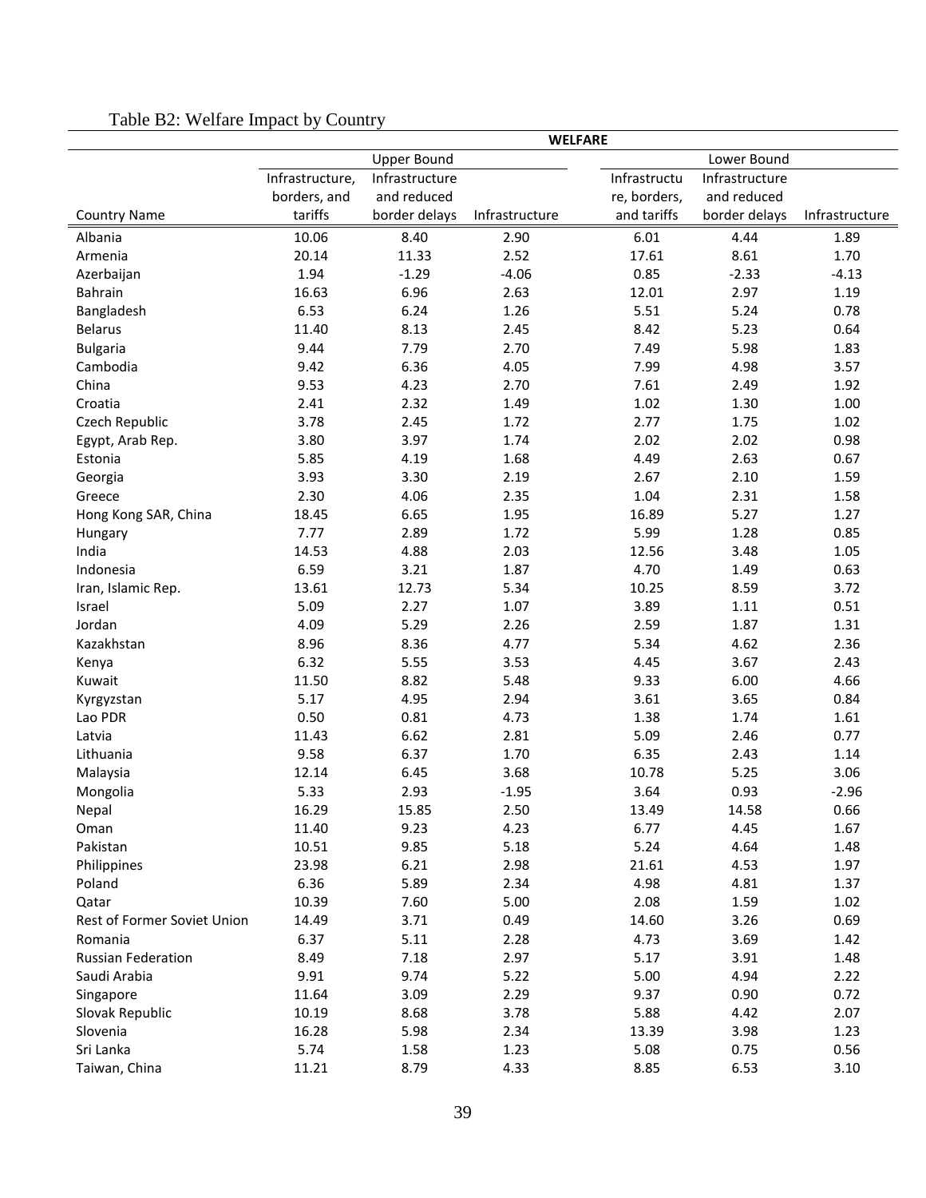Table B2: Welfare Impact by Country

| | WELFARE | | | | | |
|---|---|---|---|---|---|---|
| | Upper Bound | | | Lower Bound | | |
| Country Name | Infrastructure, borders, and tariffs | Infrastructure and reduced border delays | Infrastructure | Infrastructure, borders, and tariffs | Infrastructure and reduced border delays | Infrastructure |
| Albania | 10.06 | 8.40 | 2.90 | 6.01 | 4.44 | 1.89 |
| Armenia | 20.14 | 11.33 | 2.52 | 17.61 | 8.61 | 1.70 |
| Azerbaijan | 1.94 | -1.29 | -4.06 | 0.85 | -2.33 | -4.13 |
| Bahrain | 16.63 | 6.96 | 2.63 | 12.01 | 2.97 | 1.19 |
| Bangladesh | 6.53 | 6.24 | 1.26 | 5.51 | 5.24 | 0.78 |
| Belarus | 11.40 | 8.13 | 2.45 | 8.42 | 5.23 | 0.64 |
| Bulgaria | 9.44 | 7.79 | 2.70 | 7.49 | 5.98 | 1.83 |
| Cambodia | 9.42 | 6.36 | 4.05 | 7.99 | 4.98 | 3.57 |
| China | 9.53 | 4.23 | 2.70 | 7.61 | 2.49 | 1.92 |
| Croatia | 2.41 | 2.32 | 1.49 | 1.02 | 1.30 | 1.00 |
| Czech Republic | 3.78 | 2.45 | 1.72 | 2.77 | 1.75 | 1.02 |
| Egypt, Arab Rep. | 3.80 | 3.97 | 1.74 | 2.02 | 2.02 | 0.98 |
| Estonia | 5.85 | 4.19 | 1.68 | 4.49 | 2.63 | 0.67 |
| Georgia | 3.93 | 3.30 | 2.19 | 2.67 | 2.10 | 1.59 |
| Greece | 2.30 | 4.06 | 2.35 | 1.04 | 2.31 | 1.58 |
| Hong Kong SAR, China | 18.45 | 6.65 | 1.95 | 16.89 | 5.27 | 1.27 |
| Hungary | 7.77 | 2.89 | 1.72 | 5.99 | 1.28 | 0.85 |
| India | 14.53 | 4.88 | 2.03 | 12.56 | 3.48 | 1.05 |
| Indonesia | 6.59 | 3.21 | 1.87 | 4.70 | 1.49 | 0.63 |
| Iran, Islamic Rep. | 13.61 | 12.73 | 5.34 | 10.25 | 8.59 | 3.72 |
| Israel | 5.09 | 2.27 | 1.07 | 3.89 | 1.11 | 0.51 |
| Jordan | 4.09 | 5.29 | 2.26 | 2.59 | 1.87 | 1.31 |
| Kazakhstan | 8.96 | 8.36 | 4.77 | 5.34 | 4.62 | 2.36 |
| Kenya | 6.32 | 5.55 | 3.53 | 4.45 | 3.67 | 2.43 |
| Kuwait | 11.50 | 8.82 | 5.48 | 9.33 | 6.00 | 4.66 |
| Kyrgyzstan | 5.17 | 4.95 | 2.94 | 3.61 | 3.65 | 0.84 |
| Lao PDR | 0.50 | 0.81 | 4.73 | 1.38 | 1.74 | 1.61 |
| Latvia | 11.43 | 6.62 | 2.81 | 5.09 | 2.46 | 0.77 |
| Lithuania | 9.58 | 6.37 | 1.70 | 6.35 | 2.43 | 1.14 |
| Malaysia | 12.14 | 6.45 | 3.68 | 10.78 | 5.25 | 3.06 |
| Mongolia | 5.33 | 2.93 | -1.95 | 3.64 | 0.93 | -2.96 |
| Nepal | 16.29 | 15.85 | 2.50 | 13.49 | 14.58 | 0.66 |
| Oman | 11.40 | 9.23 | 4.23 | 6.77 | 4.45 | 1.67 |
| Pakistan | 10.51 | 9.85 | 5.18 | 5.24 | 4.64 | 1.48 |
| Philippines | 23.98 | 6.21 | 2.98 | 21.61 | 4.53 | 1.97 |
| Poland | 6.36 | 5.89 | 2.34 | 4.98 | 4.81 | 1.37 |
| Qatar | 10.39 | 7.60 | 5.00 | 2.08 | 1.59 | 1.02 |
| Rest of Former Soviet Union | 14.49 | 3.71 | 0.49 | 14.60 | 3.26 | 0.69 |
| Romania | 6.37 | 5.11 | 2.28 | 4.73 | 3.69 | 1.42 |
| Russian Federation | 8.49 | 7.18 | 2.97 | 5.17 | 3.91 | 1.48 |
| Saudi Arabia | 9.91 | 9.74 | 5.22 | 5.00 | 4.94 | 2.22 |
| Singapore | 11.64 | 3.09 | 2.29 | 9.37 | 0.90 | 0.72 |
| Slovak Republic | 10.19 | 8.68 | 3.78 | 5.88 | 4.42 | 2.07 |
| Slovenia | 16.28 | 5.98 | 2.34 | 13.39 | 3.98 | 1.23 |
| Sri Lanka | 5.74 | 1.58 | 1.23 | 5.08 | 0.75 | 0.56 |
| Taiwan, China | 11.21 | 8.79 | 4.33 | 8.85 | 6.53 | 3.10 |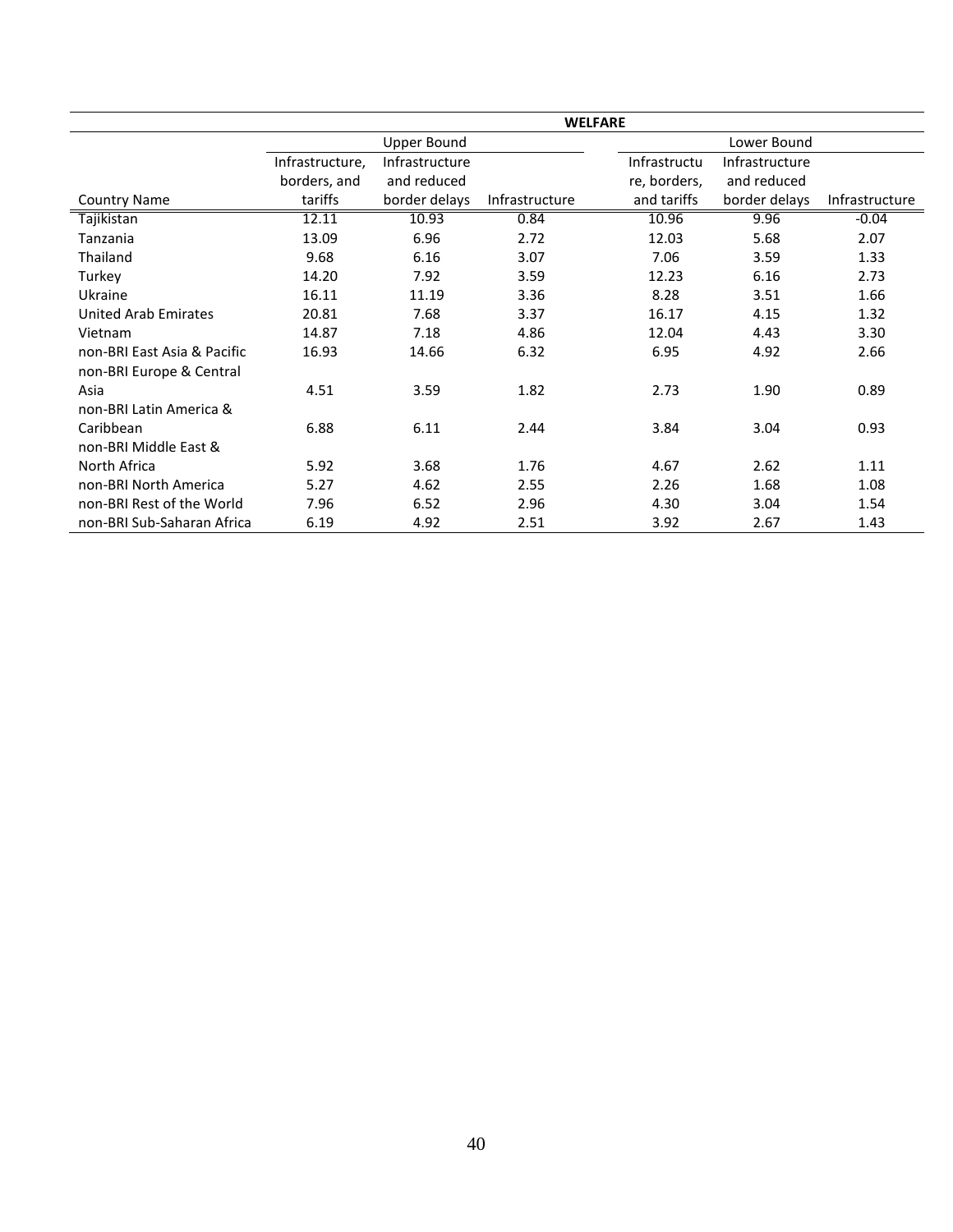| | WELFARE | | | | | |
|---|---|---|---|---|---|---|
| | Upper Bound | | | Lower Bound | | |
| Country Name | Infrastructure, borders, and tariffs | Infrastructure and reduced border delays | Infrastructure | Infrastructure, borders, and tariffs | Infrastructure and reduced border delays | Infrastructure |
| Tajikistan | 12.11 | 10.93 | 0.84 | 10.96 | 9.96 | -0.04 |
| Tanzania | 13.09 | 6.96 | 2.72 | 12.03 | 5.68 | 2.07 |
| Thailand | 9.68 | 6.16 | 3.07 | 7.06 | 3.59 | 1.33 |
| Turkey | 14.20 | 7.92 | 3.59 | 12.23 | 6.16 | 2.73 |
| Ukraine | 16.11 | 11.19 | 3.36 | 8.28 | 3.51 | 1.66 |
| United Arab Emirates | 20.81 | 7.68 | 3.37 | 16.17 | 4.15 | 1.32 |
| Vietnam | 14.87 | 7.18 | 4.86 | 12.04 | 4.43 | 3.30 |
| non-BRI East Asia & Pacific | 16.93 | 14.66 | 6.32 | 6.95 | 4.92 | 2.66 |
| non-BRI Europe & Central Asia | 4.51 | 3.59 | 1.82 | 2.73 | 1.90 | 0.89 |
| non-BRI Latin America & Caribbean | 6.88 | 6.11 | 2.44 | 3.84 | 3.04 | 0.93 |
| non-BRI Middle East & North Africa | 5.92 | 3.68 | 1.76 | 4.67 | 2.62 | 1.11 |
| non-BRI North America | 5.27 | 4.62 | 2.55 | 2.26 | 1.68 | 1.08 |
| non-BRI Rest of the World | 7.96 | 6.52 | 2.96 | 4.30 | 3.04 | 1.54 |
| non-BRI Sub-Saharan Africa | 6.19 | 4.92 | 2.51 | 3.92 | 2.67 | 1.43 |